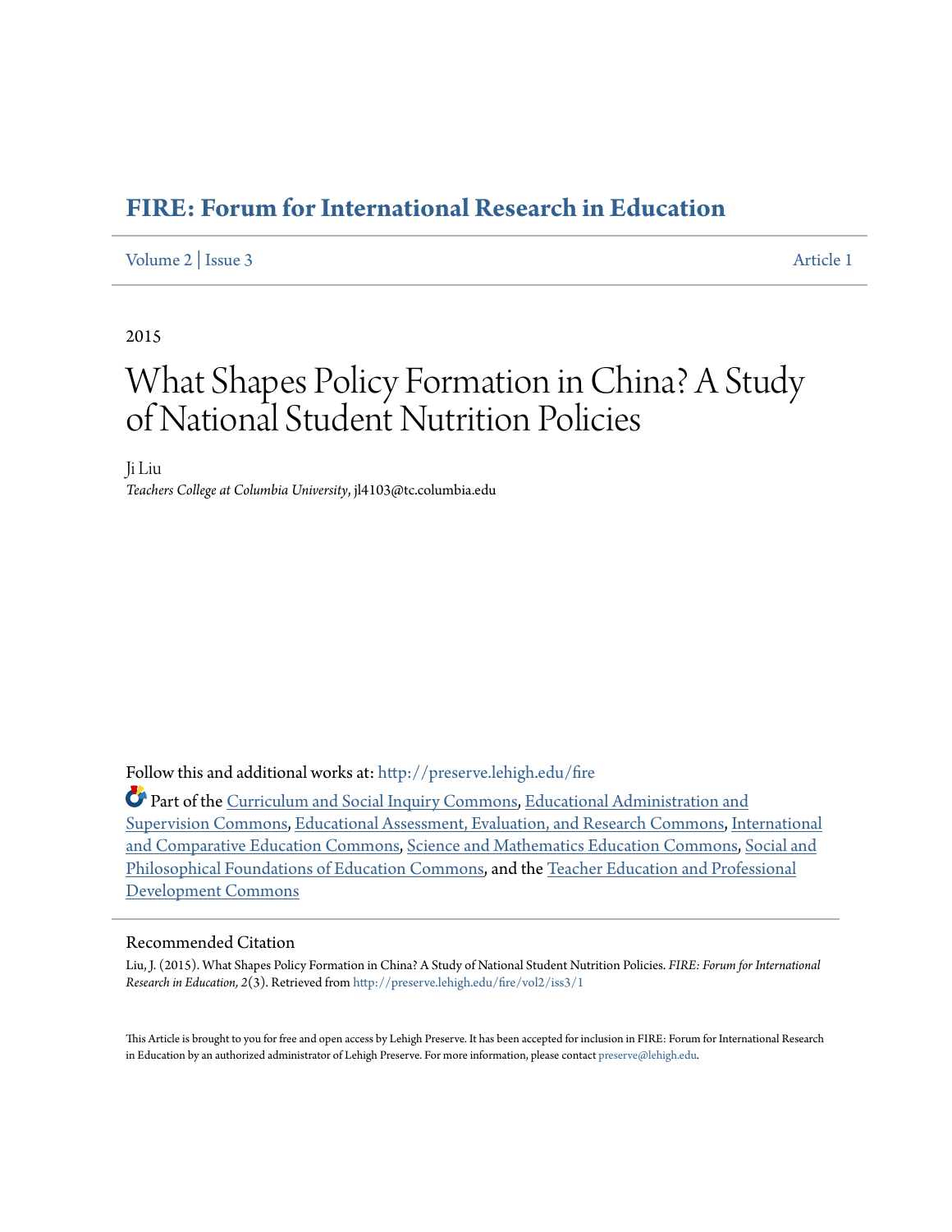# FIRE: Forum for International Research in Education

Volume 2 | Issue 3 Article 1

2015

# What Shapes Policy Formation in China? A Study of National Student Nutrition Policies

Ji Liu
*Teachers College at Columbia University*, jl4103@tc.columbia.edu

Follow this and additional works at: http://preserve.lehigh.edu/fire

Part of the Curriculum and Social Inquiry Commons, Educational Administration and Supervision Commons, Educational Assessment, Evaluation, and Research Commons, International and Comparative Education Commons, Science and Mathematics Education Commons, Social and Philosophical Foundations of Education Commons, and the Teacher Education and Professional Development Commons

## Recommended Citation

Liu, J. (2015). What Shapes Policy Formation in China? A Study of National Student Nutrition Policies. *FIRE: Forum for International Research in Education, 2*(3). Retrieved from http://preserve.lehigh.edu/fire/vol2/iss3/1

This Article is brought to you for free and open access by Lehigh Preserve. It has been accepted for inclusion in FIRE: Forum for International Research in Education by an authorized administrator of Lehigh Preserve. For more information, please contact preserve@lehigh.edu.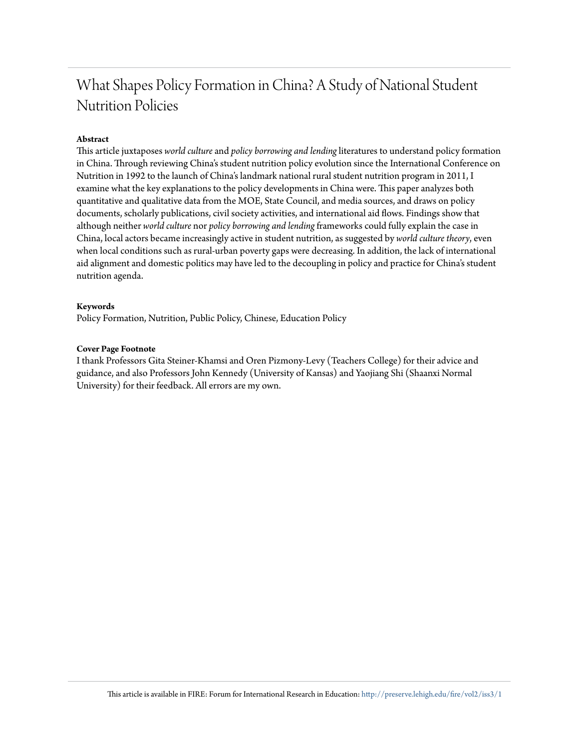# What Shapes Policy Formation in China? A Study of National Student Nutrition Policies

**Abstract**

This article juxtaposes *world culture* and *policy borrowing and lending* literatures to understand policy formation in China. Through reviewing China's student nutrition policy evolution since the International Conference on Nutrition in 1992 to the launch of China's landmark national rural student nutrition program in 2011, I examine what the key explanations to the policy developments in China were. This paper analyzes both quantitative and qualitative data from the MOE, State Council, and media sources, and draws on policy documents, scholarly publications, civil society activities, and international aid flows. Findings show that although neither *world culture* nor *policy borrowing and lending* frameworks could fully explain the case in China, local actors became increasingly active in student nutrition, as suggested by *world culture theory*, even when local conditions such as rural-urban poverty gaps were decreasing. In addition, the lack of international aid alignment and domestic politics may have led to the decoupling in policy and practice for China's student nutrition agenda.

**Keywords**

Policy Formation, Nutrition, Public Policy, Chinese, Education Policy

**Cover Page Footnote**

I thank Professors Gita Steiner-Khamsi and Oren Pizmony-Levy (Teachers College) for their advice and guidance, and also Professors John Kennedy (University of Kansas) and Yaojiang Shi (Shaanxi Normal University) for their feedback. All errors are my own.

This article is available in FIRE: Forum for International Research in Education: http://preserve.lehigh.edu/fire/vol2/iss3/1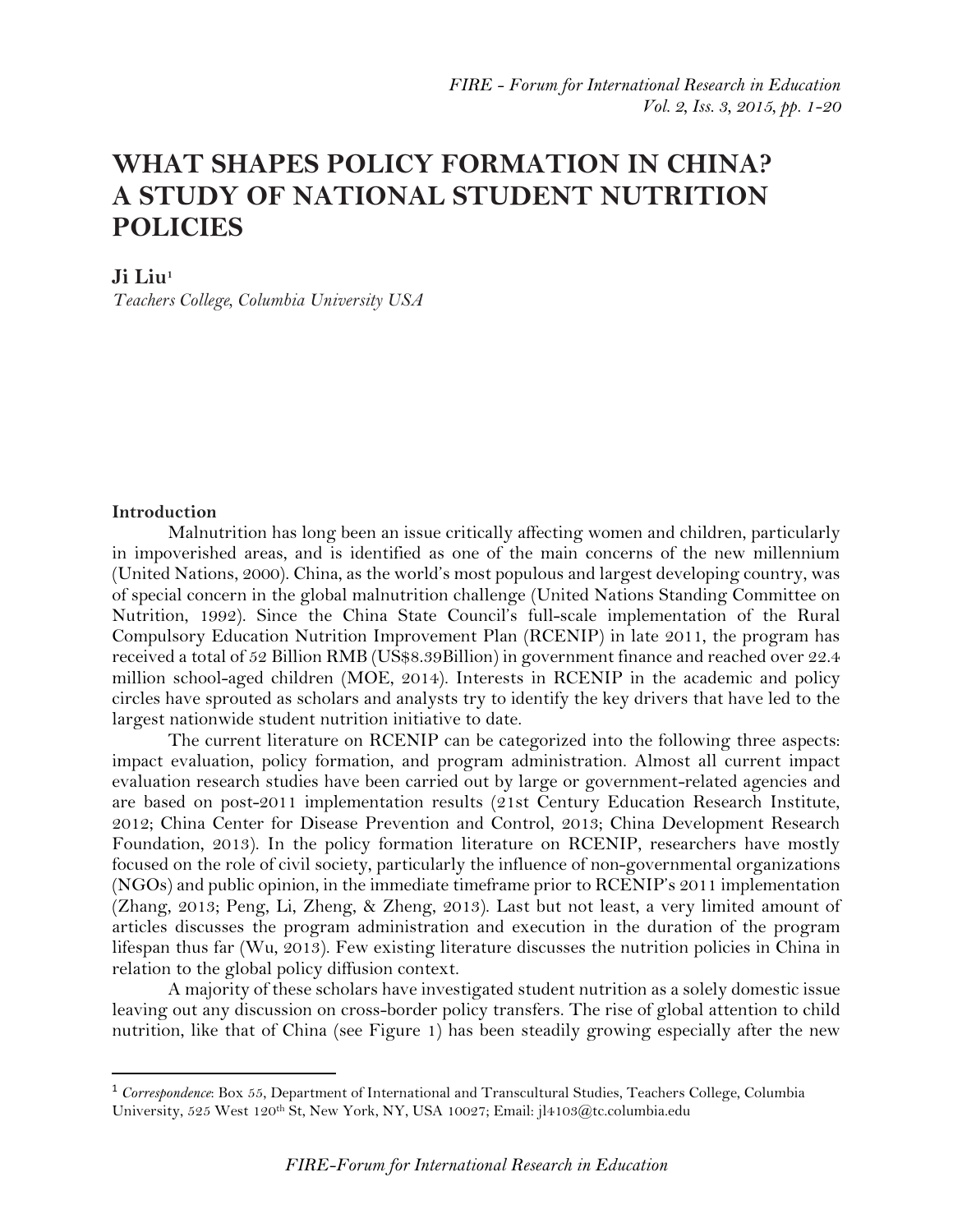# WHAT SHAPES POLICY FORMATION IN CHINA? A STUDY OF NATIONAL STUDENT NUTRITION POLICIES

**Ji Liu**[1]
*Teachers College, Columbia University USA*

**Introduction**

Malnutrition has long been an issue critically affecting women and children, particularly in impoverished areas, and is identified as one of the main concerns of the new millennium (United Nations, 2000). China, as the world's most populous and largest developing country, was of special concern in the global malnutrition challenge (United Nations Standing Committee on Nutrition, 1992). Since the China State Council's full-scale implementation of the Rural Compulsory Education Nutrition Improvement Plan (RCENIP) in late 2011, the program has received a total of 52 Billion RMB (US$8.39Billion) in government finance and reached over 22.4 million school-aged children (MOE, 2014). Interests in RCENIP in the academic and policy circles have sprouted as scholars and analysts try to identify the key drivers that have led to the largest nationwide student nutrition initiative to date.

The current literature on RCENIP can be categorized into the following three aspects: impact evaluation, policy formation, and program administration. Almost all current impact evaluation research studies have been carried out by large or government-related agencies and are based on post-2011 implementation results (21st Century Education Research Institute, 2012; China Center for Disease Prevention and Control, 2013; China Development Research Foundation, 2013). In the policy formation literature on RCENIP, researchers have mostly focused on the role of civil society, particularly the influence of non-governmental organizations (NGOs) and public opinion, in the immediate timeframe prior to RCENIP's 2011 implementation (Zhang, 2013; Peng, Li, Zheng, & Zheng, 2013). Last but not least, a very limited amount of articles discusses the program administration and execution in the duration of the program lifespan thus far (Wu, 2013). Few existing literature discusses the nutrition policies in China in relation to the global policy diffusion context.

A majority of these scholars have investigated student nutrition as a solely domestic issue leaving out any discussion on cross-border policy transfers. The rise of global attention to child nutrition, like that of China (see Figure 1) has been steadily growing especially after the new

---

[1] *Correspondence*: Box 55, Department of International and Transcultural Studies, Teachers College, Columbia University, 525 West 120th St, New York, NY, USA 10027; Email: jl4103@tc.columbia.edu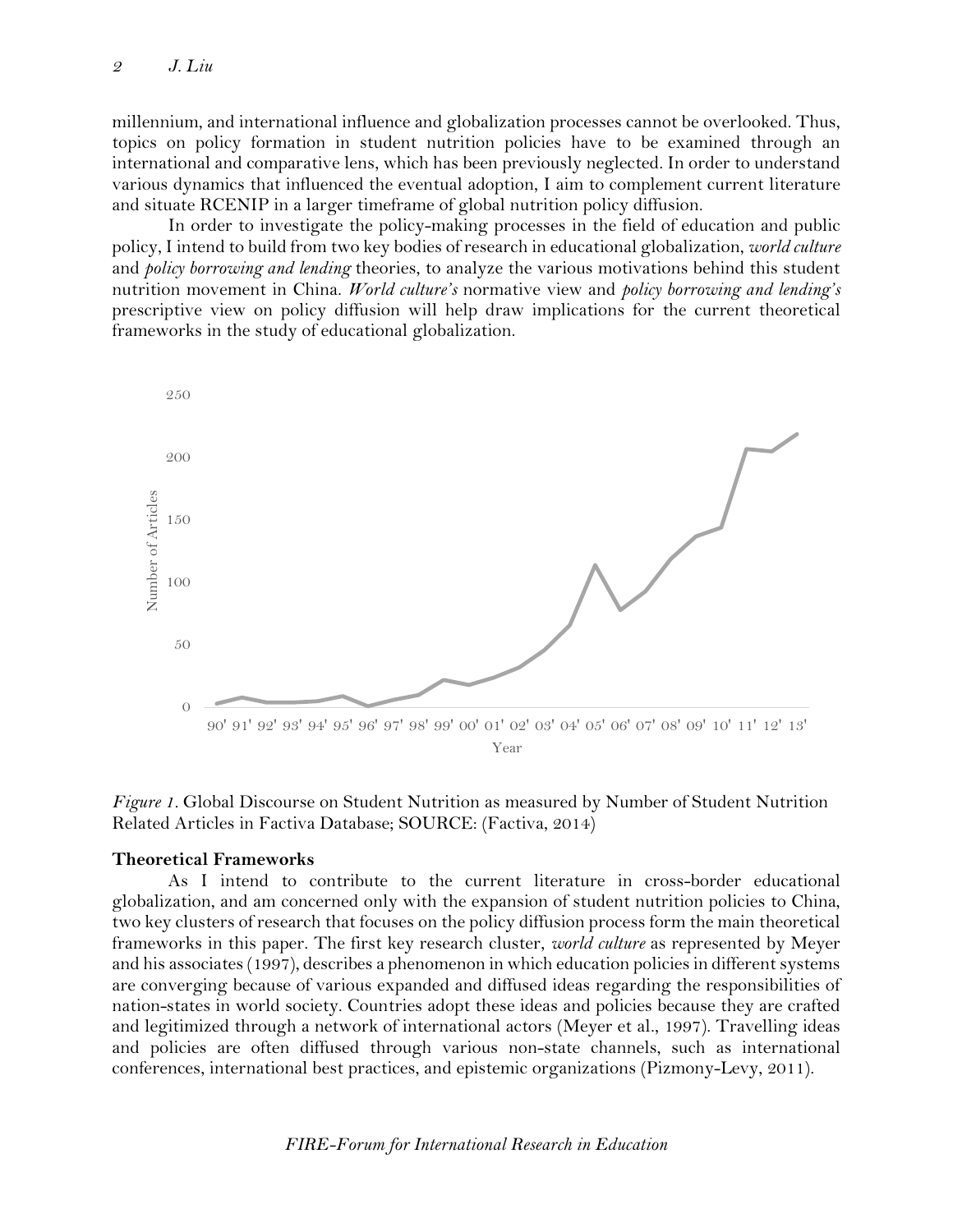millennium, and international influence and globalization processes cannot be overlooked. Thus, topics on policy formation in student nutrition policies have to be examined through an international and comparative lens, which has been previously neglected. In order to understand various dynamics that influenced the eventual adoption, I aim to complement current literature and situate RCENIP in a larger timeframe of global nutrition policy diffusion.

In order to investigate the policy-making processes in the field of education and public policy, I intend to build from two key bodies of research in educational globalization, *world culture* and *policy borrowing and lending* theories, to analyze the various motivations behind this student nutrition movement in China. *World culture's* normative view and *policy borrowing and lending's* prescriptive view on policy diffusion will help draw implications for the current theoretical frameworks in the study of educational globalization.

*Figure 1*. Global Discourse on Student Nutrition as measured by Number of Student Nutrition Related Articles in Factiva Database; SOURCE: (Factiva, 2014)

## Theoretical Frameworks

As I intend to contribute to the current literature in cross-border educational globalization, and am concerned only with the expansion of student nutrition policies to China, two key clusters of research that focuses on the policy diffusion process form the main theoretical frameworks in this paper. The first key research cluster, *world culture* as represented by Meyer and his associates (1997), describes a phenomenon in which education policies in different systems are converging because of various expanded and diffused ideas regarding the responsibilities of nation-states in world society. Countries adopt these ideas and policies because they are crafted and legitimized through a network of international actors (Meyer et al., 1997). Travelling ideas and policies are often diffused through various non-state channels, such as international conferences, international best practices, and epistemic organizations (Pizmony-Levy, 2011).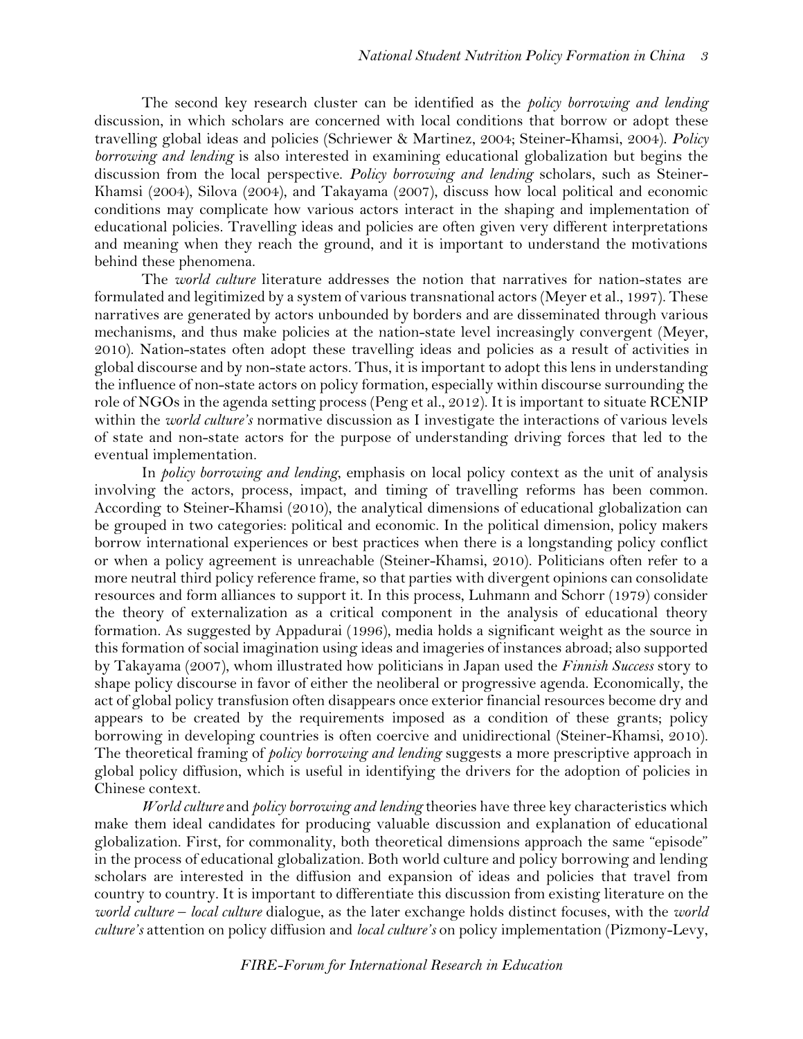The second key research cluster can be identified as the *policy borrowing and lending* discussion, in which scholars are concerned with local conditions that borrow or adopt these travelling global ideas and policies (Schriewer & Martinez, 2004; Steiner-Khamsi, 2004). *Policy borrowing and lending* is also interested in examining educational globalization but begins the discussion from the local perspective. *Policy borrowing and lending* scholars, such as Steiner-Khamsi (2004), Silova (2004), and Takayama (2007), discuss how local political and economic conditions may complicate how various actors interact in the shaping and implementation of educational policies. Travelling ideas and policies are often given very different interpretations and meaning when they reach the ground, and it is important to understand the motivations behind these phenomena.

The *world culture* literature addresses the notion that narratives for nation-states are formulated and legitimized by a system of various transnational actors (Meyer et al., 1997). These narratives are generated by actors unbounded by borders and are disseminated through various mechanisms, and thus make policies at the nation-state level increasingly convergent (Meyer, 2010). Nation-states often adopt these travelling ideas and policies as a result of activities in global discourse and by non-state actors. Thus, it is important to adopt this lens in understanding the influence of non-state actors on policy formation, especially within discourse surrounding the role of NGOs in the agenda setting process (Peng et al., 2012). It is important to situate RCENIP within the *world culture's* normative discussion as I investigate the interactions of various levels of state and non-state actors for the purpose of understanding driving forces that led to the eventual implementation.

In *policy borrowing and lending*, emphasis on local policy context as the unit of analysis involving the actors, process, impact, and timing of travelling reforms has been common. According to Steiner-Khamsi (2010), the analytical dimensions of educational globalization can be grouped in two categories: political and economic. In the political dimension, policy makers borrow international experiences or best practices when there is a longstanding policy conflict or when a policy agreement is unreachable (Steiner-Khamsi, 2010). Politicians often refer to a more neutral third policy reference frame, so that parties with divergent opinions can consolidate resources and form alliances to support it. In this process, Luhmann and Schorr (1979) consider the theory of externalization as a critical component in the analysis of educational theory formation. As suggested by Appadurai (1996), media holds a significant weight as the source in this formation of social imagination using ideas and imageries of instances abroad; also supported by Takayama (2007), whom illustrated how politicians in Japan used the *Finnish Success* story to shape policy discourse in favor of either the neoliberal or progressive agenda. Economically, the act of global policy transfusion often disappears once exterior financial resources become dry and appears to be created by the requirements imposed as a condition of these grants; policy borrowing in developing countries is often coercive and unidirectional (Steiner-Khamsi, 2010). The theoretical framing of *policy borrowing and lending* suggests a more prescriptive approach in global policy diffusion, which is useful in identifying the drivers for the adoption of policies in Chinese context.

*World culture* and *policy borrowing and lending* theories have three key characteristics which make them ideal candidates for producing valuable discussion and explanation of educational globalization. First, for commonality, both theoretical dimensions approach the same "episode" in the process of educational globalization. Both world culture and policy borrowing and lending scholars are interested in the diffusion and expansion of ideas and policies that travel from country to country. It is important to differentiate this discussion from existing literature on the *world culture – local culture* dialogue, as the later exchange holds distinct focuses, with the *world culture's* attention on policy diffusion and *local culture's* on policy implementation (Pizmony-Levy,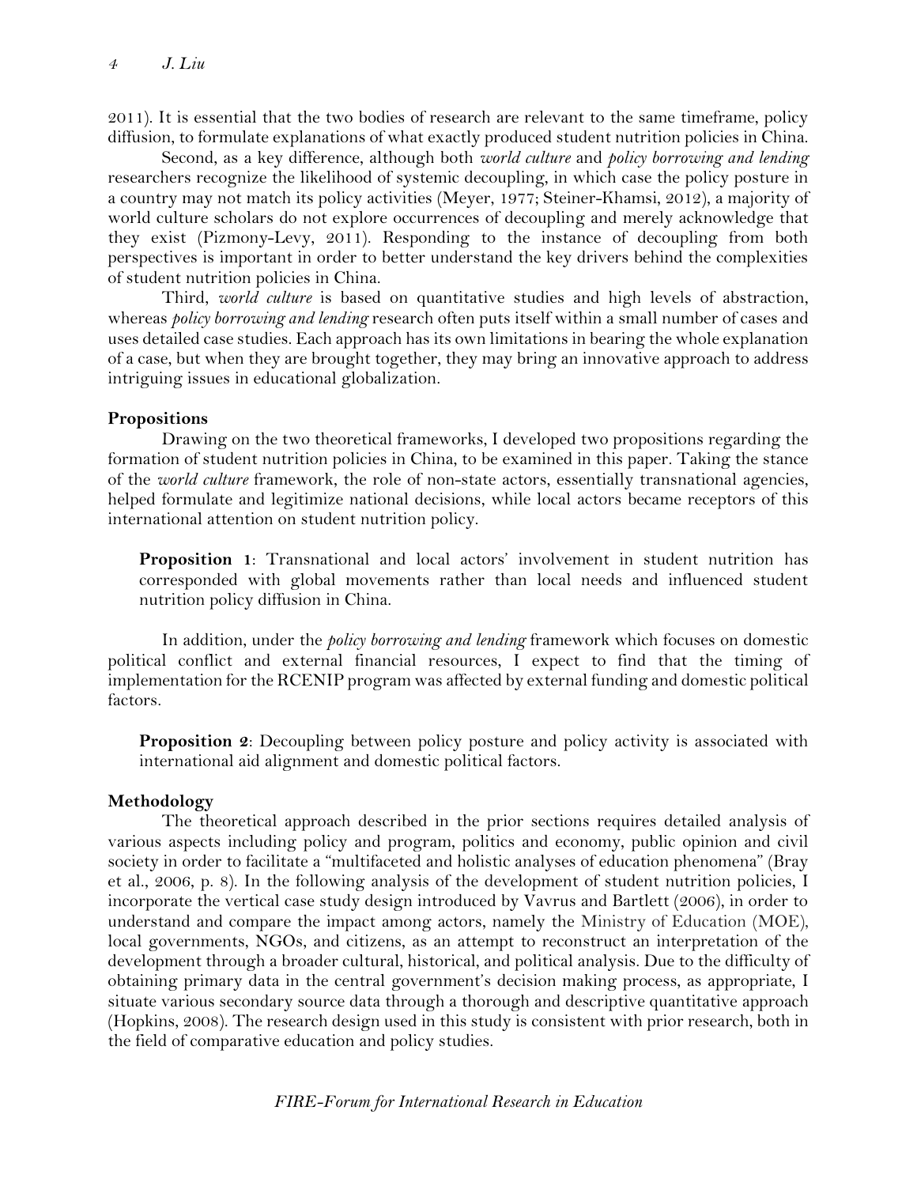2011). It is essential that the two bodies of research are relevant to the same timeframe, policy diffusion, to formulate explanations of what exactly produced student nutrition policies in China.

Second, as a key difference, although both *world culture* and *policy borrowing and lending* researchers recognize the likelihood of systemic decoupling, in which case the policy posture in a country may not match its policy activities (Meyer, 1977; Steiner-Khamsi, 2012), a majority of world culture scholars do not explore occurrences of decoupling and merely acknowledge that they exist (Pizmony-Levy, 2011). Responding to the instance of decoupling from both perspectives is important in order to better understand the key drivers behind the complexities of student nutrition policies in China.

Third, *world culture* is based on quantitative studies and high levels of abstraction, whereas *policy borrowing and lending* research often puts itself within a small number of cases and uses detailed case studies. Each approach has its own limitations in bearing the whole explanation of a case, but when they are brought together, they may bring an innovative approach to address intriguing issues in educational globalization.

### Propositions

Drawing on the two theoretical frameworks, I developed two propositions regarding the formation of student nutrition policies in China, to be examined in this paper. Taking the stance of the *world culture* framework, the role of non-state actors, essentially transnational agencies, helped formulate and legitimize national decisions, while local actors became receptors of this international attention on student nutrition policy.

> **Proposition 1**: Transnational and local actors' involvement in student nutrition has corresponded with global movements rather than local needs and influenced student nutrition policy diffusion in China.

In addition, under the *policy borrowing and lending* framework which focuses on domestic political conflict and external financial resources, I expect to find that the timing of implementation for the RCENIP program was affected by external funding and domestic political factors.

> **Proposition 2**: Decoupling between policy posture and policy activity is associated with international aid alignment and domestic political factors.

### Methodology

The theoretical approach described in the prior sections requires detailed analysis of various aspects including policy and program, politics and economy, public opinion and civil society in order to facilitate a "multifaceted and holistic analyses of education phenomena" (Bray et al., 2006, p. 8). In the following analysis of the development of student nutrition policies, I incorporate the vertical case study design introduced by Vavrus and Bartlett (2006), in order to understand and compare the impact among actors, namely the Ministry of Education (MOE), local governments, NGOs, and citizens, as an attempt to reconstruct an interpretation of the development through a broader cultural, historical, and political analysis. Due to the difficulty of obtaining primary data in the central government's decision making process, as appropriate, I situate various secondary source data through a thorough and descriptive quantitative approach (Hopkins, 2008). The research design used in this study is consistent with prior research, both in the field of comparative education and policy studies.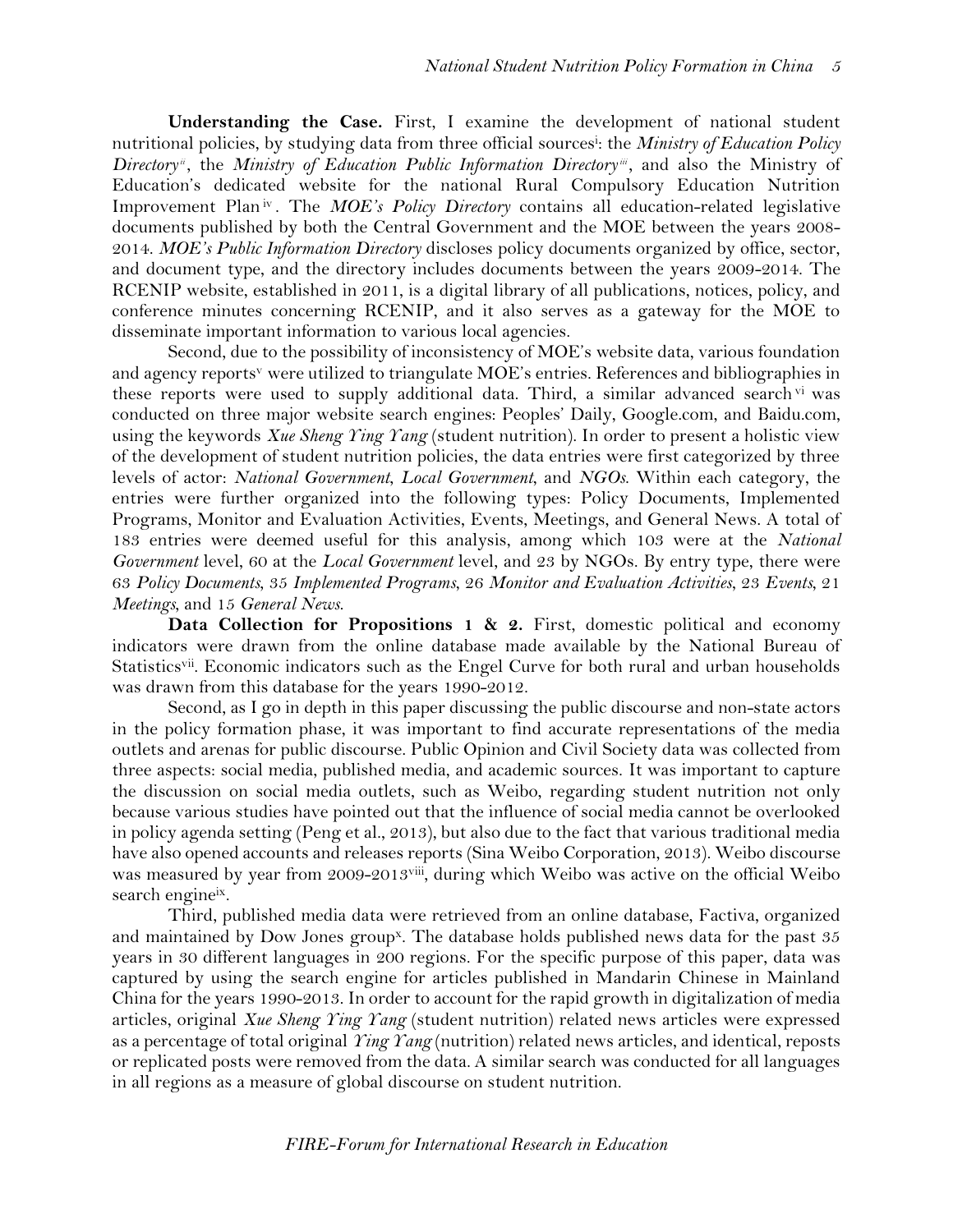**Understanding the Case.** First, I examine the development of national student nutritional policies, by studying data from three official sources[i]: the *Ministry of Education Policy Directory*[ii], the *Ministry of Education Public Information Directory*[iii], and also the Ministry of Education's dedicated website for the national Rural Compulsory Education Nutrition Improvement Plan[iv]. The *MOE's Policy Directory* contains all education-related legislative documents published by both the Central Government and the MOE between the years 2008-2014. *MOE's Public Information Directory* discloses policy documents organized by office, sector, and document type, and the directory includes documents between the years 2009-2014. The RCENIP website, established in 2011, is a digital library of all publications, notices, policy, and conference minutes concerning RCENIP, and it also serves as a gateway for the MOE to disseminate important information to various local agencies.

Second, due to the possibility of inconsistency of MOE's website data, various foundation and agency reports[v] were utilized to triangulate MOE's entries. References and bibliographies in these reports were used to supply additional data. Third, a similar advanced search[vi] was conducted on three major website search engines: Peoples' Daily, Google.com, and Baidu.com, using the keywords *Xue Sheng Ying Yang* (student nutrition). In order to present a holistic view of the development of student nutrition policies, the data entries were first categorized by three levels of actor: *National Government*, *Local Government*, and *NGOs*. Within each category, the entries were further organized into the following types: Policy Documents, Implemented Programs, Monitor and Evaluation Activities, Events, Meetings, and General News. A total of 183 entries were deemed useful for this analysis, among which 103 were at the *National Government* level, 60 at the *Local Government* level, and 23 by NGOs. By entry type, there were 63 *Policy Documents*, 35 *Implemented Programs*, 26 *Monitor and Evaluation Activities*, 23 *Events*, 21 *Meetings*, and 15 *General News*.

**Data Collection for Propositions 1 & 2.** First, domestic political and economy indicators were drawn from the online database made available by the National Bureau of Statistics[vii]. Economic indicators such as the Engel Curve for both rural and urban households was drawn from this database for the years 1990-2012.

Second, as I go in depth in this paper discussing the public discourse and non-state actors in the policy formation phase, it was important to find accurate representations of the media outlets and arenas for public discourse. Public Opinion and Civil Society data was collected from three aspects: social media, published media, and academic sources. It was important to capture the discussion on social media outlets, such as Weibo, regarding student nutrition not only because various studies have pointed out that the influence of social media cannot be overlooked in policy agenda setting (Peng et al., 2013), but also due to the fact that various traditional media have also opened accounts and releases reports (Sina Weibo Corporation, 2013). Weibo discourse was measured by year from 2009-2013[viii], during which Weibo was active on the official Weibo search engine[ix].

Third, published media data were retrieved from an online database, Factiva, organized and maintained by Dow Jones group[x]. The database holds published news data for the past 35 years in 30 different languages in 200 regions. For the specific purpose of this paper, data was captured by using the search engine for articles published in Mandarin Chinese in Mainland China for the years 1990-2013. In order to account for the rapid growth in digitalization of media articles, original *Xue Sheng Ying Yang* (student nutrition) related news articles were expressed as a percentage of total original *Ying Yang* (nutrition) related news articles, and identical, reposts or replicated posts were removed from the data. A similar search was conducted for all languages in all regions as a measure of global discourse on student nutrition.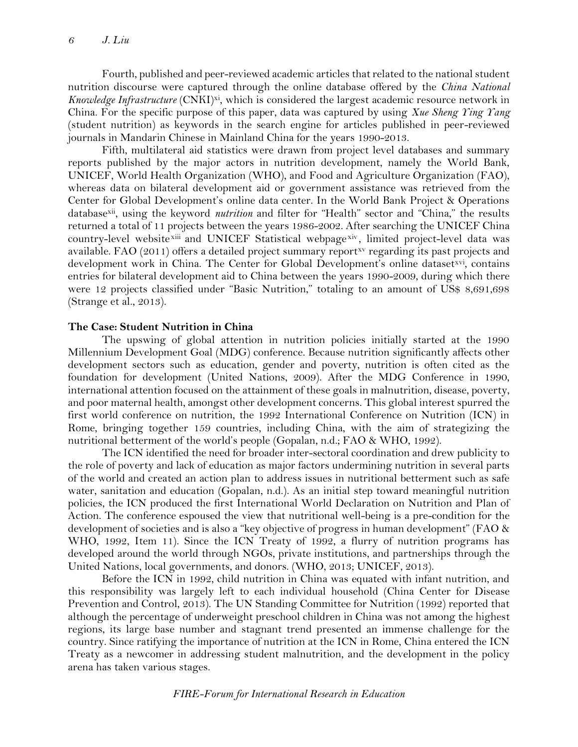Fourth, published and peer-reviewed academic articles that related to the national student nutrition discourse were captured through the online database offered by the *China National Knowledge Infrastructure* (CNKI)[xi], which is considered the largest academic resource network in China. For the specific purpose of this paper, data was captured by using *Xue Sheng Ying Yang* (student nutrition) as keywords in the search engine for articles published in peer-reviewed journals in Mandarin Chinese in Mainland China for the years 1990-2013.

Fifth, multilateral aid statistics were drawn from project level databases and summary reports published by the major actors in nutrition development, namely the World Bank, UNICEF, World Health Organization (WHO), and Food and Agriculture Organization (FAO), whereas data on bilateral development aid or government assistance was retrieved from the Center for Global Development's online data center. In the World Bank Project & Operations database[xii], using the keyword *nutrition* and filter for "Health" sector and "China," the results returned a total of 11 projects between the years 1986-2002. After searching the UNICEF China country-level website[xiii] and UNICEF Statistical webpage[xiv], limited project-level data was available. FAO (2011) offers a detailed project summary report[xv] regarding its past projects and development work in China. The Center for Global Development's online dataset[xvi], contains entries for bilateral development aid to China between the years 1990-2009, during which there were 12 projects classified under "Basic Nutrition," totaling to an amount of US$ 8,691,698 (Strange et al., 2013).

## The Case: Student Nutrition in China

The upswing of global attention in nutrition policies initially started at the 1990 Millennium Development Goal (MDG) conference. Because nutrition significantly affects other development sectors such as education, gender and poverty, nutrition is often cited as the foundation for development (United Nations, 2009). After the MDG Conference in 1990, international attention focused on the attainment of these goals in malnutrition, disease, poverty, and poor maternal health, amongst other development concerns. This global interest spurred the first world conference on nutrition, the 1992 International Conference on Nutrition (ICN) in Rome, bringing together 159 countries, including China, with the aim of strategizing the nutritional betterment of the world's people (Gopalan, n.d.; FAO & WHO, 1992).

The ICN identified the need for broader inter-sectoral coordination and drew publicity to the role of poverty and lack of education as major factors undermining nutrition in several parts of the world and created an action plan to address issues in nutritional betterment such as safe water, sanitation and education (Gopalan, n.d.). As an initial step toward meaningful nutrition policies, the ICN produced the first International World Declaration on Nutrition and Plan of Action. The conference espoused the view that nutritional well-being is a pre-condition for the development of societies and is also a "key objective of progress in human development" (FAO & WHO, 1992, Item 11). Since the ICN Treaty of 1992, a flurry of nutrition programs has developed around the world through NGOs, private institutions, and partnerships through the United Nations, local governments, and donors. (WHO, 2013; UNICEF, 2013).

Before the ICN in 1992, child nutrition in China was equated with infant nutrition, and this responsibility was largely left to each individual household (China Center for Disease Prevention and Control, 2013). The UN Standing Committee for Nutrition (1992) reported that although the percentage of underweight preschool children in China was not among the highest regions, its large base number and stagnant trend presented an immense challenge for the country. Since ratifying the importance of nutrition at the ICN in Rome, China entered the ICN Treaty as a newcomer in addressing student malnutrition, and the development in the policy arena has taken various stages.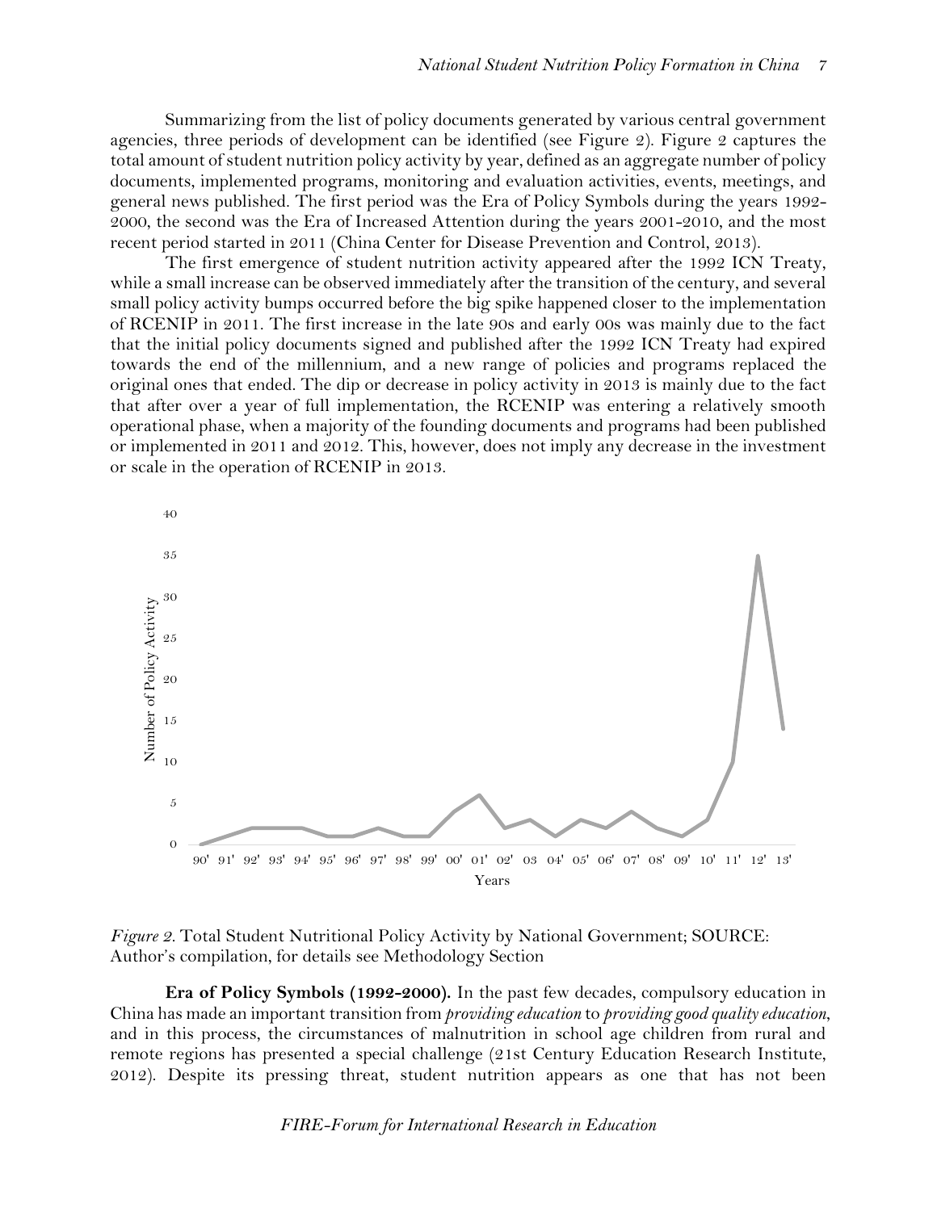Summarizing from the list of policy documents generated by various central government agencies, three periods of development can be identified (see Figure 2). Figure 2 captures the total amount of student nutrition policy activity by year, defined as an aggregate number of policy documents, implemented programs, monitoring and evaluation activities, events, meetings, and general news published. The first period was the Era of Policy Symbols during the years 1992-2000, the second was the Era of Increased Attention during the years 2001-2010, and the most recent period started in 2011 (China Center for Disease Prevention and Control, 2013).

The first emergence of student nutrition activity appeared after the 1992 ICN Treaty, while a small increase can be observed immediately after the transition of the century, and several small policy activity bumps occurred before the big spike happened closer to the implementation of RCENIP in 2011. The first increase in the late 90s and early 00s was mainly due to the fact that the initial policy documents signed and published after the 1992 ICN Treaty had expired towards the end of the millennium, and a new range of policies and programs replaced the original ones that ended. The dip or decrease in policy activity in 2013 is mainly due to the fact that after over a year of full implementation, the RCENIP was entering a relatively smooth operational phase, when a majority of the founding documents and programs had been published or implemented in 2011 and 2012. This, however, does not imply any decrease in the investment or scale in the operation of RCENIP in 2013.

*Figure 2.* Total Student Nutritional Policy Activity by National Government; SOURCE: Author's compilation, for details see Methodology Section

**Era of Policy Symbols (1992-2000).** In the past few decades, compulsory education in China has made an important transition from *providing education* to *providing good quality education*, and in this process, the circumstances of malnutrition in school age children from rural and remote regions has presented a special challenge (21st Century Education Research Institute, 2012). Despite its pressing threat, student nutrition appears as one that has not been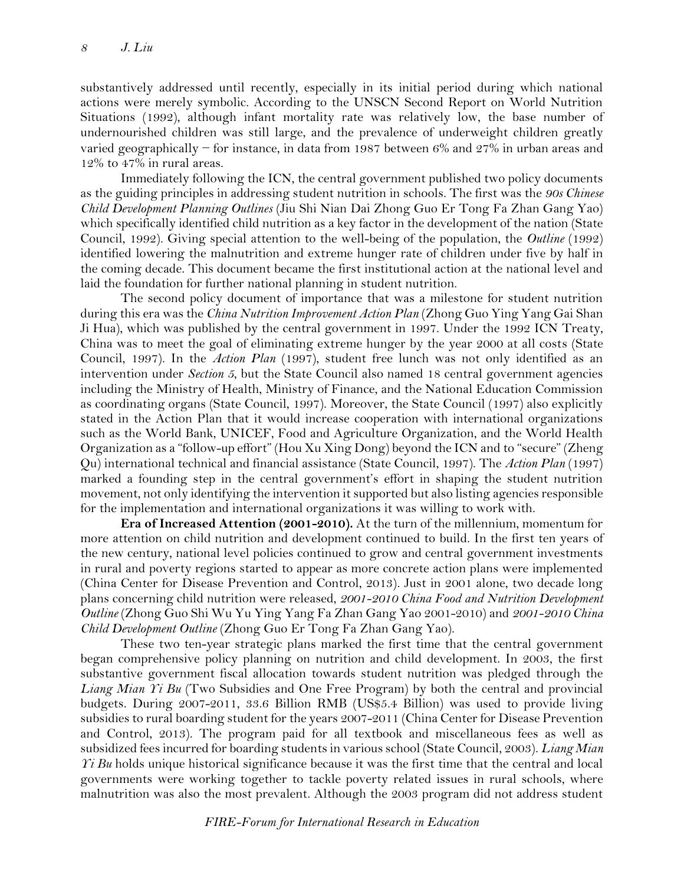substantively addressed until recently, especially in its initial period during which national actions were merely symbolic. According to the UNSCN Second Report on World Nutrition Situations (1992), although infant mortality rate was relatively low, the base number of undernourished children was still large, and the prevalence of underweight children greatly varied geographically – for instance, in data from 1987 between 6% and 27% in urban areas and 12% to 47% in rural areas.

Immediately following the ICN, the central government published two policy documents as the guiding principles in addressing student nutrition in schools. The first was the *90s Chinese Child Development Planning Outlines* (Jiu Shi Nian Dai Zhong Guo Er Tong Fa Zhan Gang Yao) which specifically identified child nutrition as a key factor in the development of the nation (State Council, 1992). Giving special attention to the well-being of the population, the *Outline* (1992) identified lowering the malnutrition and extreme hunger rate of children under five by half in the coming decade. This document became the first institutional action at the national level and laid the foundation for further national planning in student nutrition.

The second policy document of importance that was a milestone for student nutrition during this era was the *China Nutrition Improvement Action Plan* (Zhong Guo Ying Yang Gai Shan Ji Hua), which was published by the central government in 1997. Under the 1992 ICN Treaty, China was to meet the goal of eliminating extreme hunger by the year 2000 at all costs (State Council, 1997). In the *Action Plan* (1997), student free lunch was not only identified as an intervention under *Section 5*, but the State Council also named 18 central government agencies including the Ministry of Health, Ministry of Finance, and the National Education Commission as coordinating organs (State Council, 1997). Moreover, the State Council (1997) also explicitly stated in the Action Plan that it would increase cooperation with international organizations such as the World Bank, UNICEF, Food and Agriculture Organization, and the World Health Organization as a "follow-up effort" (Hou Xu Xing Dong) beyond the ICN and to "secure" (Zheng Qu) international technical and financial assistance (State Council, 1997). The *Action Plan* (1997) marked a founding step in the central government's effort in shaping the student nutrition movement, not only identifying the intervention it supported but also listing agencies responsible for the implementation and international organizations it was willing to work with.

**Era of Increased Attention (2001-2010).** At the turn of the millennium, momentum for more attention on child nutrition and development continued to build. In the first ten years of the new century, national level policies continued to grow and central government investments in rural and poverty regions started to appear as more concrete action plans were implemented (China Center for Disease Prevention and Control, 2013). Just in 2001 alone, two decade long plans concerning child nutrition were released, *2001-2010 China Food and Nutrition Development Outline* (Zhong Guo Shi Wu Yu Ying Yang Fa Zhan Gang Yao 2001-2010) and *2001-2010 China Child Development Outline* (Zhong Guo Er Tong Fa Zhan Gang Yao).

These two ten-year strategic plans marked the first time that the central government began comprehensive policy planning on nutrition and child development. In 2003, the first substantive government fiscal allocation towards student nutrition was pledged through the *Liang Mian Yi Bu* (Two Subsidies and One Free Program) by both the central and provincial budgets. During 2007-2011, 33.6 Billion RMB (US$5.4 Billion) was used to provide living subsidies to rural boarding student for the years 2007-2011 (China Center for Disease Prevention and Control, 2013). The program paid for all textbook and miscellaneous fees as well as subsidized fees incurred for boarding students in various school (State Council, 2003). *Liang Mian Yi Bu* holds unique historical significance because it was the first time that the central and local governments were working together to tackle poverty related issues in rural schools, where malnutrition was also the most prevalent. Although the 2003 program did not address student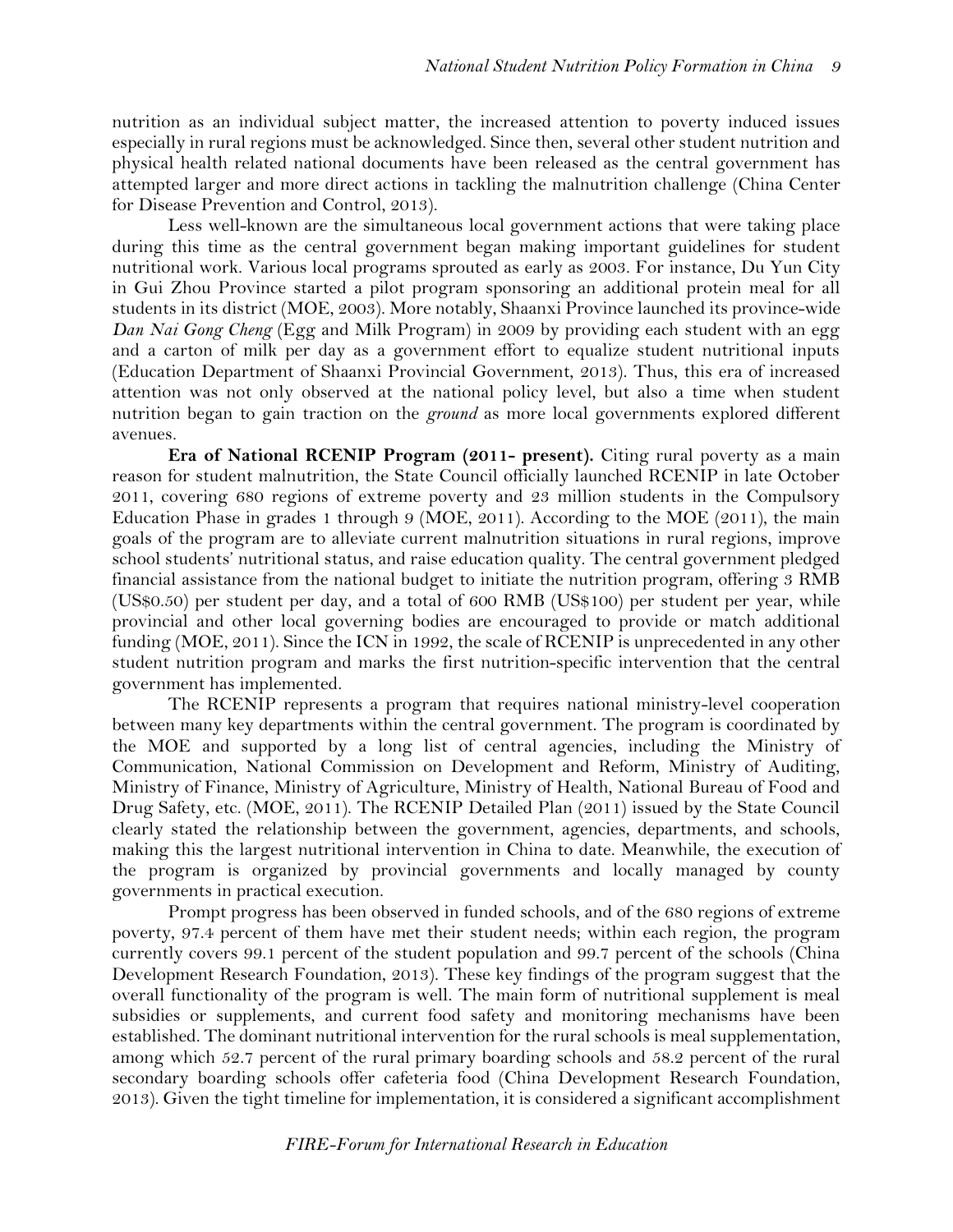nutrition as an individual subject matter, the increased attention to poverty induced issues especially in rural regions must be acknowledged. Since then, several other student nutrition and physical health related national documents have been released as the central government has attempted larger and more direct actions in tackling the malnutrition challenge (China Center for Disease Prevention and Control, 2013).

Less well-known are the simultaneous local government actions that were taking place during this time as the central government began making important guidelines for student nutritional work. Various local programs sprouted as early as 2003. For instance, Du Yun City in Gui Zhou Province started a pilot program sponsoring an additional protein meal for all students in its district (MOE, 2003). More notably, Shaanxi Province launched its province-wide *Dan Nai Gong Cheng* (Egg and Milk Program) in 2009 by providing each student with an egg and a carton of milk per day as a government effort to equalize student nutritional inputs (Education Department of Shaanxi Provincial Government, 2013). Thus, this era of increased attention was not only observed at the national policy level, but also a time when student nutrition began to gain traction on the *ground* as more local governments explored different avenues.

**Era of National RCENIP Program (2011- present).** Citing rural poverty as a main reason for student malnutrition, the State Council officially launched RCENIP in late October 2011, covering 680 regions of extreme poverty and 23 million students in the Compulsory Education Phase in grades 1 through 9 (MOE, 2011). According to the MOE (2011), the main goals of the program are to alleviate current malnutrition situations in rural regions, improve school students' nutritional status, and raise education quality. The central government pledged financial assistance from the national budget to initiate the nutrition program, offering 3 RMB (US$0.50) per student per day, and a total of 600 RMB (US$100) per student per year, while provincial and other local governing bodies are encouraged to provide or match additional funding (MOE, 2011). Since the ICN in 1992, the scale of RCENIP is unprecedented in any other student nutrition program and marks the first nutrition-specific intervention that the central government has implemented.

The RCENIP represents a program that requires national ministry-level cooperation between many key departments within the central government. The program is coordinated by the MOE and supported by a long list of central agencies, including the Ministry of Communication, National Commission on Development and Reform, Ministry of Auditing, Ministry of Finance, Ministry of Agriculture, Ministry of Health, National Bureau of Food and Drug Safety, etc. (MOE, 2011). The RCENIP Detailed Plan (2011) issued by the State Council clearly stated the relationship between the government, agencies, departments, and schools, making this the largest nutritional intervention in China to date. Meanwhile, the execution of the program is organized by provincial governments and locally managed by county governments in practical execution.

Prompt progress has been observed in funded schools, and of the 680 regions of extreme poverty, 97.4 percent of them have met their student needs; within each region, the program currently covers 99.1 percent of the student population and 99.7 percent of the schools (China Development Research Foundation, 2013). These key findings of the program suggest that the overall functionality of the program is well. The main form of nutritional supplement is meal subsidies or supplements, and current food safety and monitoring mechanisms have been established. The dominant nutritional intervention for the rural schools is meal supplementation, among which 52.7 percent of the rural primary boarding schools and 58.2 percent of the rural secondary boarding schools offer cafeteria food (China Development Research Foundation, 2013). Given the tight timeline for implementation, it is considered a significant accomplishment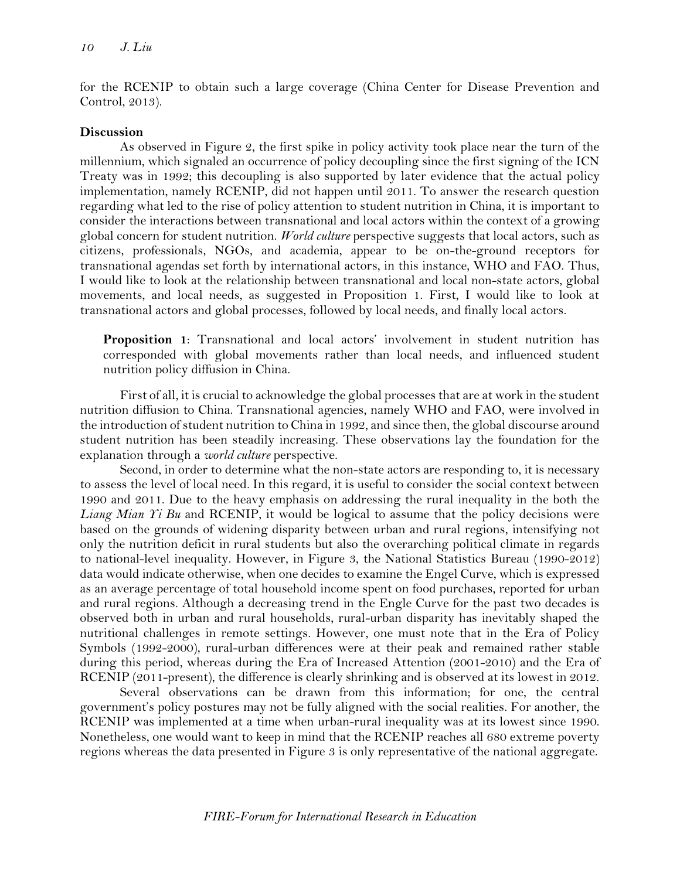for the RCENIP to obtain such a large coverage (China Center for Disease Prevention and Control, 2013).

**Discussion**

As observed in Figure 2, the first spike in policy activity took place near the turn of the millennium, which signaled an occurrence of policy decoupling since the first signing of the ICN Treaty was in 1992; this decoupling is also supported by later evidence that the actual policy implementation, namely RCENIP, did not happen until 2011. To answer the research question regarding what led to the rise of policy attention to student nutrition in China, it is important to consider the interactions between transnational and local actors within the context of a growing global concern for student nutrition. *World culture* perspective suggests that local actors, such as citizens, professionals, NGOs, and academia, appear to be on-the-ground receptors for transnational agendas set forth by international actors, in this instance, WHO and FAO. Thus, I would like to look at the relationship between transnational and local non-state actors, global movements, and local needs, as suggested in Proposition 1. First, I would like to look at transnational actors and global processes, followed by local needs, and finally local actors.

> **Proposition 1**: Transnational and local actors' involvement in student nutrition has corresponded with global movements rather than local needs, and influenced student nutrition policy diffusion in China.

First of all, it is crucial to acknowledge the global processes that are at work in the student nutrition diffusion to China. Transnational agencies, namely WHO and FAO, were involved in the introduction of student nutrition to China in 1992, and since then, the global discourse around student nutrition has been steadily increasing. These observations lay the foundation for the explanation through a *world culture* perspective.

Second, in order to determine what the non-state actors are responding to, it is necessary to assess the level of local need. In this regard, it is useful to consider the social context between 1990 and 2011. Due to the heavy emphasis on addressing the rural inequality in the both the *Liang Mian Yi Bu* and RCENIP, it would be logical to assume that the policy decisions were based on the grounds of widening disparity between urban and rural regions, intensifying not only the nutrition deficit in rural students but also the overarching political climate in regards to national-level inequality. However, in Figure 3, the National Statistics Bureau (1990-2012) data would indicate otherwise, when one decides to examine the Engel Curve, which is expressed as an average percentage of total household income spent on food purchases, reported for urban and rural regions. Although a decreasing trend in the Engle Curve for the past two decades is observed both in urban and rural households, rural-urban disparity has inevitably shaped the nutritional challenges in remote settings. However, one must note that in the Era of Policy Symbols (1992-2000), rural-urban differences were at their peak and remained rather stable during this period, whereas during the Era of Increased Attention (2001-2010) and the Era of RCENIP (2011-present), the difference is clearly shrinking and is observed at its lowest in 2012.

Several observations can be drawn from this information; for one, the central government's policy postures may not be fully aligned with the social realities. For another, the RCENIP was implemented at a time when urban-rural inequality was at its lowest since 1990. Nonetheless, one would want to keep in mind that the RCENIP reaches all 680 extreme poverty regions whereas the data presented in Figure 3 is only representative of the national aggregate.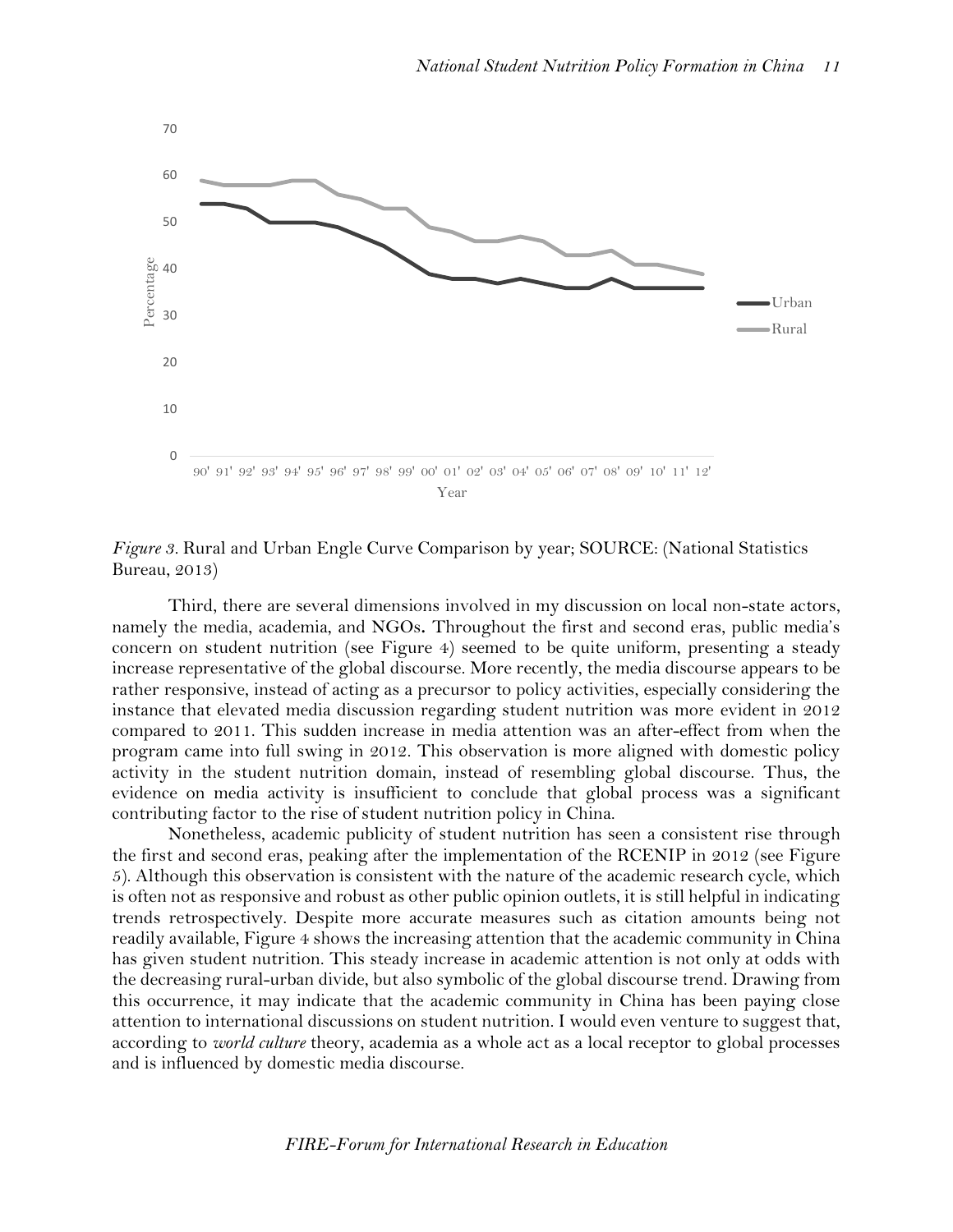*Figure 3*. Rural and Urban Engle Curve Comparison by year; SOURCE: (National Statistics Bureau, 2013)

Third, there are several dimensions involved in my discussion on local non-state actors, namely the media, academia, and NGOs. Throughout the first and second eras, public media's concern on student nutrition (see Figure 4) seemed to be quite uniform, presenting a steady increase representative of the global discourse. More recently, the media discourse appears to be rather responsive, instead of acting as a precursor to policy activities, especially considering the instance that elevated media discussion regarding student nutrition was more evident in 2012 compared to 2011. This sudden increase in media attention was an after-effect from when the program came into full swing in 2012. This observation is more aligned with domestic policy activity in the student nutrition domain, instead of resembling global discourse. Thus, the evidence on media activity is insufficient to conclude that global process was a significant contributing factor to the rise of student nutrition policy in China.

Nonetheless, academic publicity of student nutrition has seen a consistent rise through the first and second eras, peaking after the implementation of the RCENIP in 2012 (see Figure 5). Although this observation is consistent with the nature of the academic research cycle, which is often not as responsive and robust as other public opinion outlets, it is still helpful in indicating trends retrospectively. Despite more accurate measures such as citation amounts being not readily available, Figure 4 shows the increasing attention that the academic community in China has given student nutrition. This steady increase in academic attention is not only at odds with the decreasing rural-urban divide, but also symbolic of the global discourse trend. Drawing from this occurrence, it may indicate that the academic community in China has been paying close attention to international discussions on student nutrition. I would even venture to suggest that, according to *world culture* theory, academia as a whole act as a local receptor to global processes and is influenced by domestic media discourse.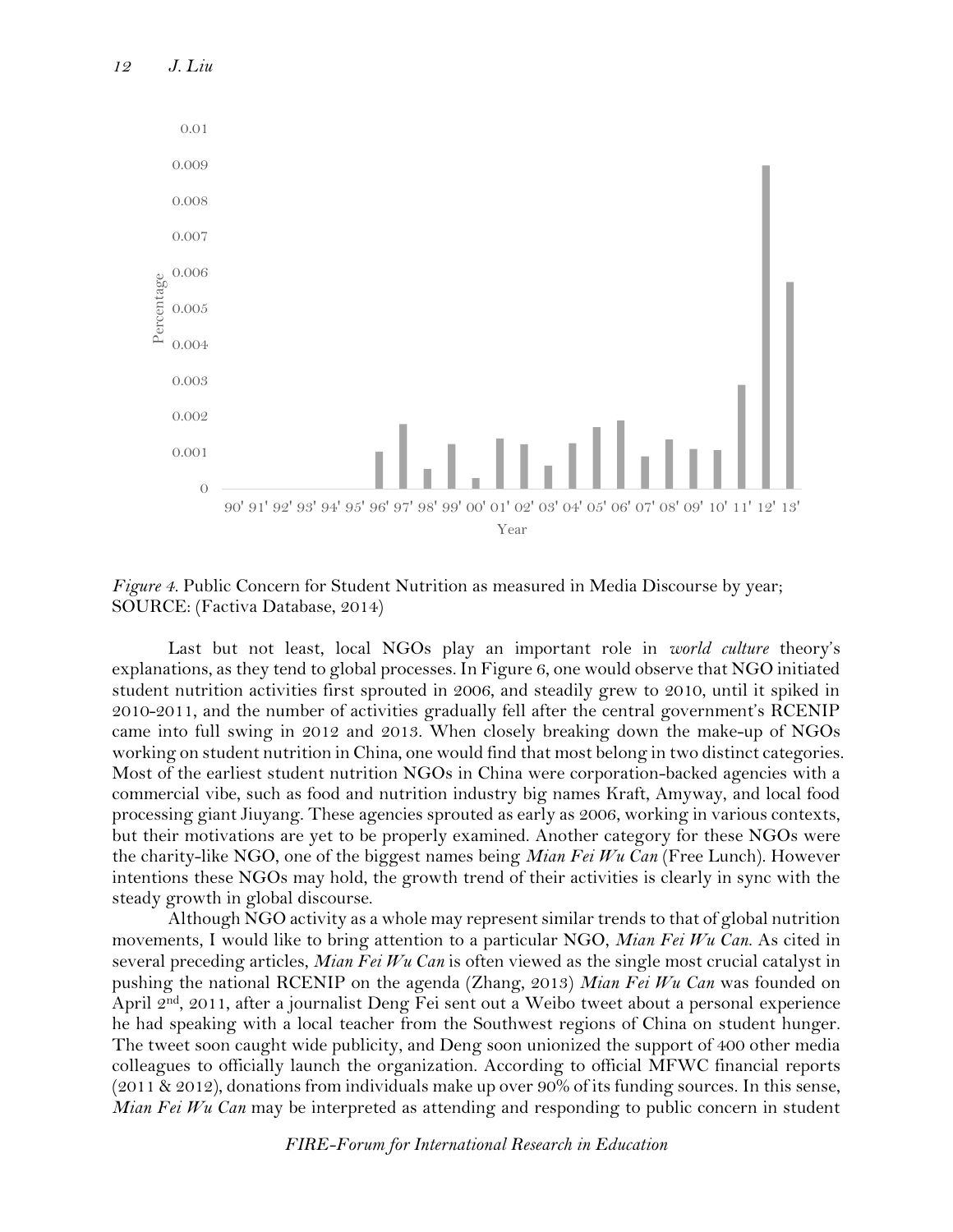*Figure 4.* Public Concern for Student Nutrition as measured in Media Discourse by year; SOURCE: (Factiva Database, 2014)

Last but not least, local NGOs play an important role in *world culture* theory's explanations, as they tend to global processes. In Figure 6, one would observe that NGO initiated student nutrition activities first sprouted in 2006, and steadily grew to 2010, until it spiked in 2010-2011, and the number of activities gradually fell after the central government's RCENIP came into full swing in 2012 and 2013. When closely breaking down the make-up of NGOs working on student nutrition in China, one would find that most belong in two distinct categories. Most of the earliest student nutrition NGOs in China were corporation-backed agencies with a commercial vibe, such as food and nutrition industry big names Kraft, Amyway, and local food processing giant Jiuyang. These agencies sprouted as early as 2006, working in various contexts, but their motivations are yet to be properly examined. Another category for these NGOs were the charity-like NGO, one of the biggest names being *Mian Fei Wu Can* (Free Lunch). However intentions these NGOs may hold, the growth trend of their activities is clearly in sync with the steady growth in global discourse.

Although NGO activity as a whole may represent similar trends to that of global nutrition movements, I would like to bring attention to a particular NGO, *Mian Fei Wu Can*. As cited in several preceding articles, *Mian Fei Wu Can* is often viewed as the single most crucial catalyst in pushing the national RCENIP on the agenda (Zhang, 2013) *Mian Fei Wu Can* was founded on April 2nd, 2011, after a journalist Deng Fei sent out a Weibo tweet about a personal experience he had speaking with a local teacher from the Southwest regions of China on student hunger. The tweet soon caught wide publicity, and Deng soon unionized the support of 400 other media colleagues to officially launch the organization. According to official MFWC financial reports (2011 & 2012), donations from individuals make up over 90% of its funding sources. In this sense, *Mian Fei Wu Can* may be interpreted as attending and responding to public concern in student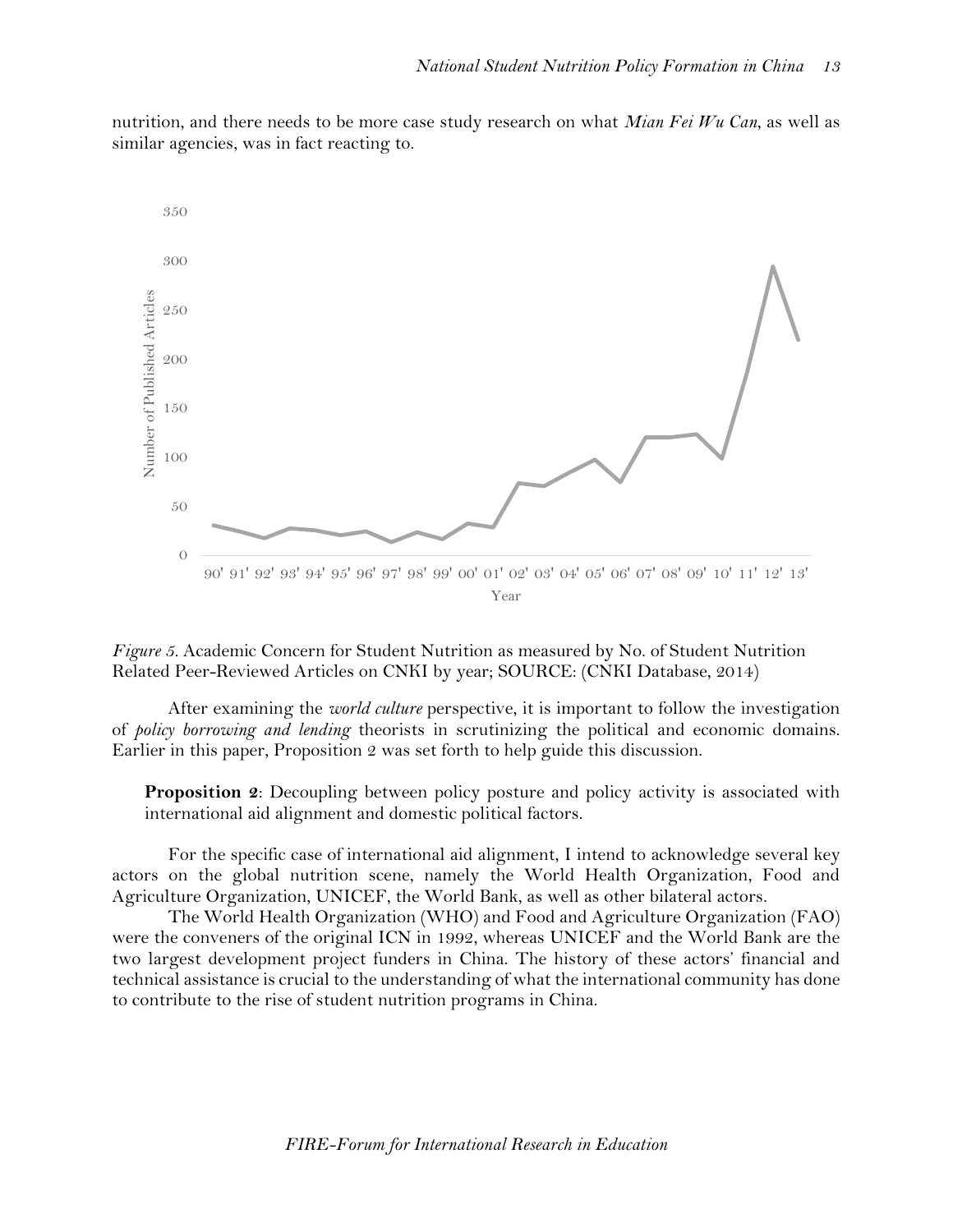nutrition, and there needs to be more case study research on what *Mian Fei Wu Can*, as well as similar agencies, was in fact reacting to.

*Figure 5*. Academic Concern for Student Nutrition as measured by No. of Student Nutrition Related Peer-Reviewed Articles on CNKI by year; SOURCE: (CNKI Database, 2014)

After examining the *world culture* perspective, it is important to follow the investigation of *policy borrowing and lending* theorists in scrutinizing the political and economic domains. Earlier in this paper, Proposition 2 was set forth to help guide this discussion.

**Proposition 2**: Decoupling between policy posture and policy activity is associated with international aid alignment and domestic political factors.

For the specific case of international aid alignment, I intend to acknowledge several key actors on the global nutrition scene, namely the World Health Organization, Food and Agriculture Organization, UNICEF, the World Bank, as well as other bilateral actors.

The World Health Organization (WHO) and Food and Agriculture Organization (FAO) were the conveners of the original ICN in 1992, whereas UNICEF and the World Bank are the two largest development project funders in China. The history of these actors' financial and technical assistance is crucial to the understanding of what the international community has done to contribute to the rise of student nutrition programs in China.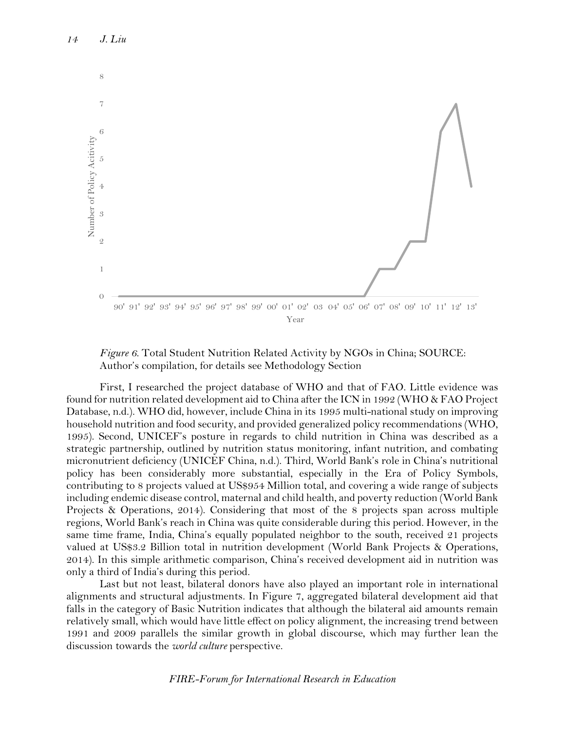*Figure 6*. Total Student Nutrition Related Activity by NGOs in China; SOURCE: Author's compilation, for details see Methodology Section

First, I researched the project database of WHO and that of FAO. Little evidence was found for nutrition related development aid to China after the ICN in 1992 (WHO & FAO Project Database, n.d.). WHO did, however, include China in its 1995 multi-national study on improving household nutrition and food security, and provided generalized policy recommendations (WHO, 1995). Second, UNICEF's posture in regards to child nutrition in China was described as a strategic partnership, outlined by nutrition status monitoring, infant nutrition, and combating micronutrient deficiency (UNICEF China, n.d.). Third, World Bank's role in China's nutritional policy has been considerably more substantial, especially in the Era of Policy Symbols, contributing to 8 projects valued at US$954 Million total, and covering a wide range of subjects including endemic disease control, maternal and child health, and poverty reduction (World Bank Projects & Operations, 2014). Considering that most of the 8 projects span across multiple regions, World Bank's reach in China was quite considerable during this period. However, in the same time frame, India, China's equally populated neighbor to the south, received 21 projects valued at US$3.2 Billion total in nutrition development (World Bank Projects & Operations, 2014). In this simple arithmetic comparison, China's received development aid in nutrition was only a third of India's during this period.

Last but not least, bilateral donors have also played an important role in international alignments and structural adjustments. In Figure 7, aggregated bilateral development aid that falls in the category of Basic Nutrition indicates that although the bilateral aid amounts remain relatively small, which would have little effect on policy alignment, the increasing trend between 1991 and 2009 parallels the similar growth in global discourse, which may further lean the discussion towards the *world culture* perspective.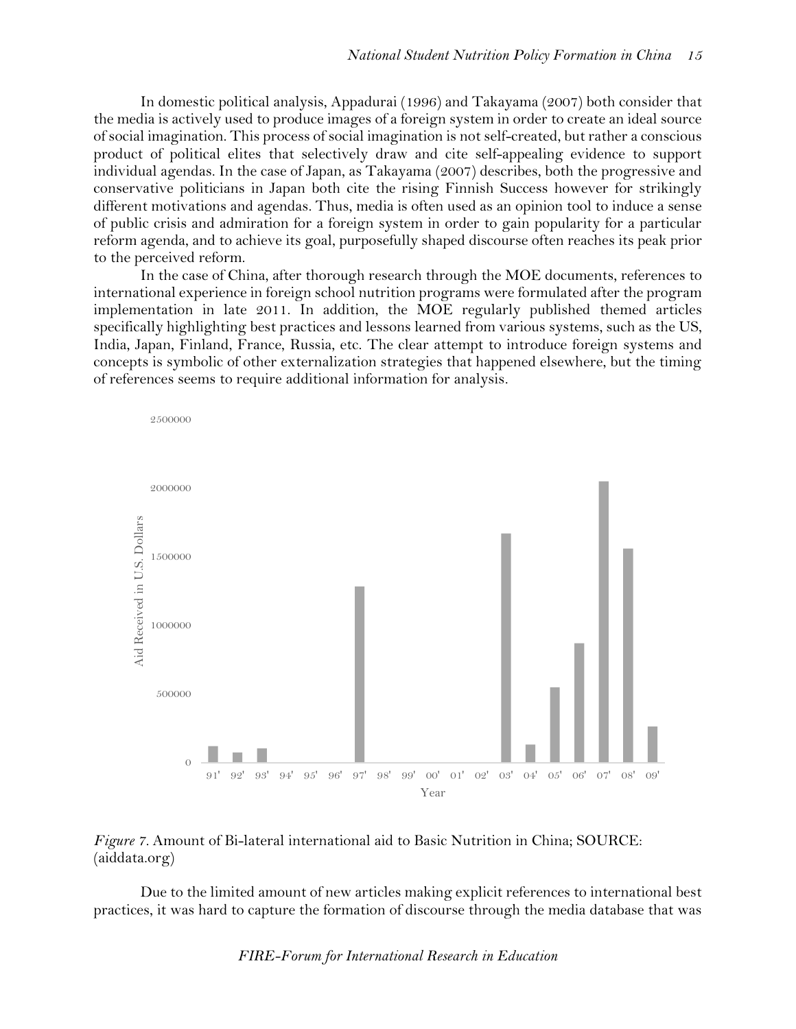In domestic political analysis, Appadurai (1996) and Takayama (2007) both consider that the media is actively used to produce images of a foreign system in order to create an ideal source of social imagination. This process of social imagination is not self-created, but rather a conscious product of political elites that selectively draw and cite self-appealing evidence to support individual agendas. In the case of Japan, as Takayama (2007) describes, both the progressive and conservative politicians in Japan both cite the rising Finnish Success however for strikingly different motivations and agendas. Thus, media is often used as an opinion tool to induce a sense of public crisis and admiration for a foreign system in order to gain popularity for a particular reform agenda, and to achieve its goal, purposefully shaped discourse often reaches its peak prior to the perceived reform.

In the case of China, after thorough research through the MOE documents, references to international experience in foreign school nutrition programs were formulated after the program implementation in late 2011. In addition, the MOE regularly published themed articles specifically highlighting best practices and lessons learned from various systems, such as the US, India, Japan, Finland, France, Russia, etc. The clear attempt to introduce foreign systems and concepts is symbolic of other externalization strategies that happened elsewhere, but the timing of references seems to require additional information for analysis.

*Figure 7*. Amount of Bi-lateral international aid to Basic Nutrition in China; SOURCE: (aiddata.org)

Due to the limited amount of new articles making explicit references to international best practices, it was hard to capture the formation of discourse through the media database that was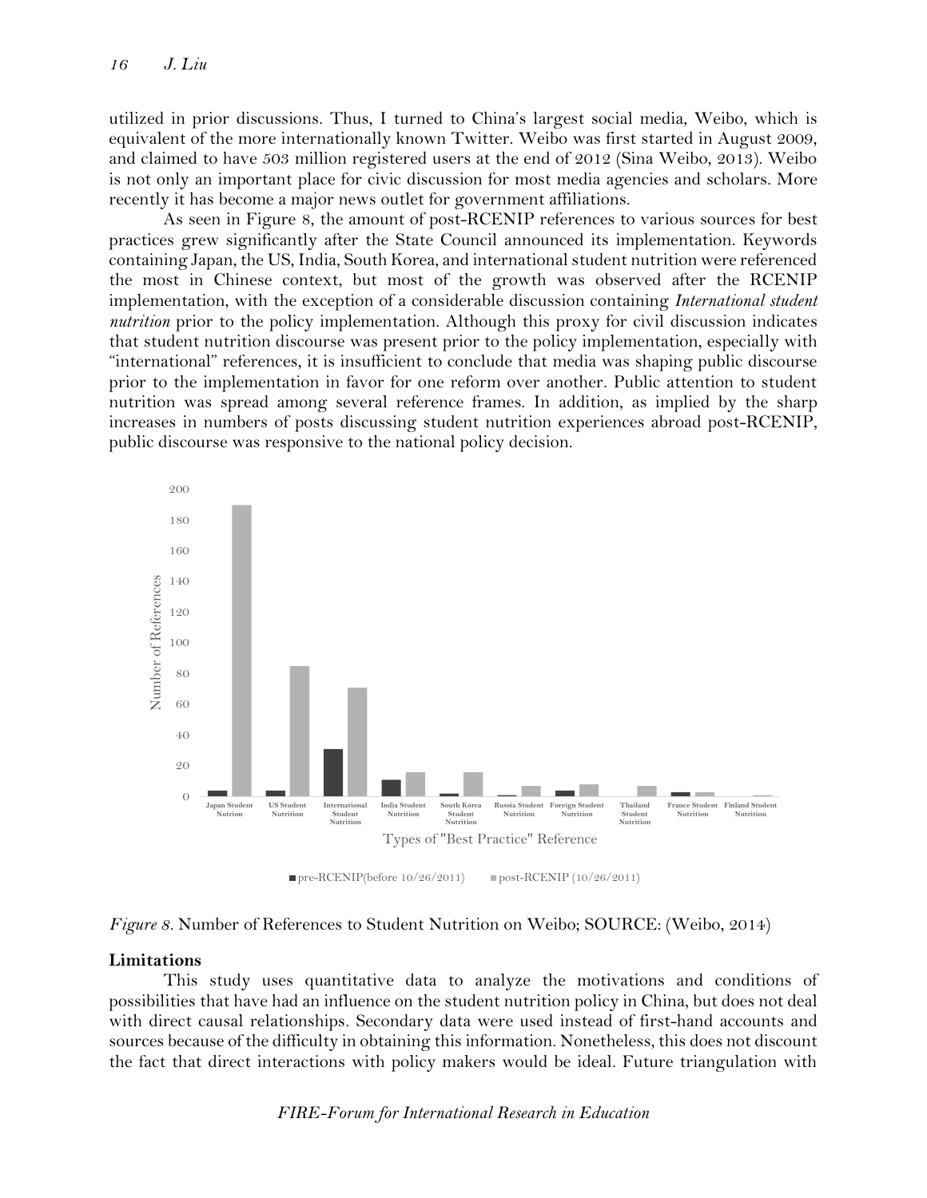utilized in prior discussions. Thus, I turned to China's largest social media, Weibo, which is equivalent of the more internationally known Twitter. Weibo was first started in August 2009, and claimed to have 503 million registered users at the end of 2012 (Sina Weibo, 2013). Weibo is not only an important place for civic discussion for most media agencies and scholars. More recently it has become a major news outlet for government affiliations.

As seen in Figure 8, the amount of post-RCENIP references to various sources for best practices grew significantly after the State Council announced its implementation. Keywords containing Japan, the US, India, South Korea, and international student nutrition were referenced the most in Chinese context, but most of the growth was observed after the RCENIP implementation, with the exception of a considerable discussion containing *International student nutrition* prior to the policy implementation. Although this proxy for civil discussion indicates that student nutrition discourse was present prior to the policy implementation, especially with "international" references, it is insufficient to conclude that media was shaping public discourse prior to the implementation in favor for one reform over another. Public attention to student nutrition was spread among several reference frames. In addition, as implied by the sharp increases in numbers of posts discussing student nutrition experiences abroad post-RCENIP, public discourse was responsive to the national policy decision.

*Figure 8*. Number of References to Student Nutrition on Weibo; SOURCE: (Weibo, 2014)

**Limitations**

This study uses quantitative data to analyze the motivations and conditions of possibilities that have had an influence on the student nutrition policy in China, but does not deal with direct causal relationships. Secondary data were used instead of first-hand accounts and sources because of the difficulty in obtaining this information. Nonetheless, this does not discount the fact that direct interactions with policy makers would be ideal. Future triangulation with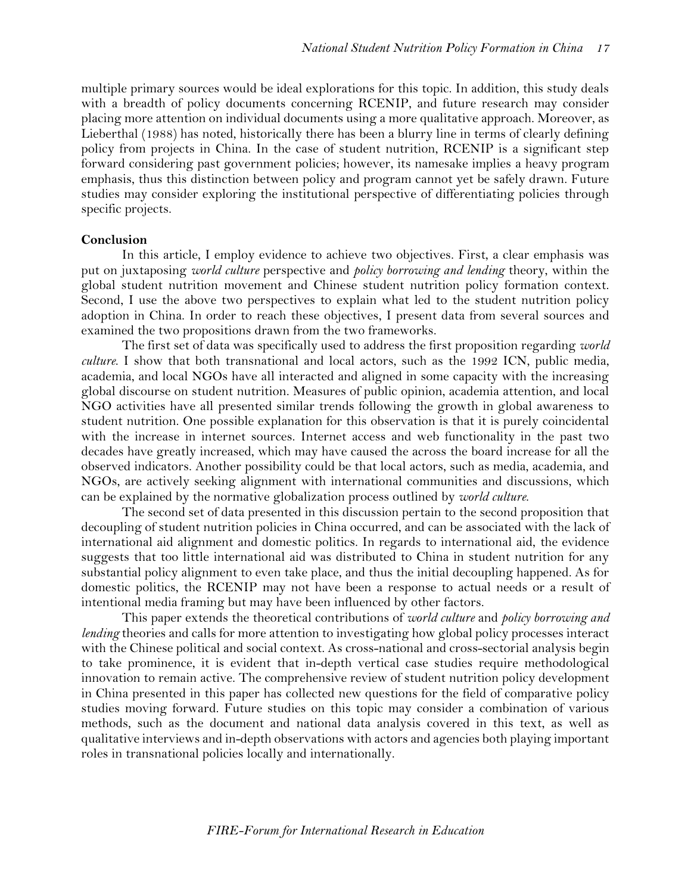multiple primary sources would be ideal explorations for this topic. In addition, this study deals with a breadth of policy documents concerning RCENIP, and future research may consider placing more attention on individual documents using a more qualitative approach. Moreover, as Lieberthal (1988) has noted, historically there has been a blurry line in terms of clearly defining policy from projects in China. In the case of student nutrition, RCENIP is a significant step forward considering past government policies; however, its namesake implies a heavy program emphasis, thus this distinction between policy and program cannot yet be safely drawn. Future studies may consider exploring the institutional perspective of differentiating policies through specific projects.

**Conclusion**

In this article, I employ evidence to achieve two objectives. First, a clear emphasis was put on juxtaposing *world culture* perspective and *policy borrowing and lending* theory, within the global student nutrition movement and Chinese student nutrition policy formation context. Second, I use the above two perspectives to explain what led to the student nutrition policy adoption in China. In order to reach these objectives, I present data from several sources and examined the two propositions drawn from the two frameworks.

The first set of data was specifically used to address the first proposition regarding *world culture*. I show that both transnational and local actors, such as the 1992 ICN, public media, academia, and local NGOs have all interacted and aligned in some capacity with the increasing global discourse on student nutrition. Measures of public opinion, academia attention, and local NGO activities have all presented similar trends following the growth in global awareness to student nutrition. One possible explanation for this observation is that it is purely coincidental with the increase in internet sources. Internet access and web functionality in the past two decades have greatly increased, which may have caused the across the board increase for all the observed indicators. Another possibility could be that local actors, such as media, academia, and NGOs, are actively seeking alignment with international communities and discussions, which can be explained by the normative globalization process outlined by *world culture*.

The second set of data presented in this discussion pertain to the second proposition that decoupling of student nutrition policies in China occurred, and can be associated with the lack of international aid alignment and domestic politics. In regards to international aid, the evidence suggests that too little international aid was distributed to China in student nutrition for any substantial policy alignment to even take place, and thus the initial decoupling happened. As for domestic politics, the RCENIP may not have been a response to actual needs or a result of intentional media framing but may have been influenced by other factors.

This paper extends the theoretical contributions of *world culture* and *policy borrowing and lending* theories and calls for more attention to investigating how global policy processes interact with the Chinese political and social context. As cross-national and cross-sectorial analysis begin to take prominence, it is evident that in-depth vertical case studies require methodological innovation to remain active. The comprehensive review of student nutrition policy development in China presented in this paper has collected new questions for the field of comparative policy studies moving forward. Future studies on this topic may consider a combination of various methods, such as the document and national data analysis covered in this text, as well as qualitative interviews and in-depth observations with actors and agencies both playing important roles in transnational policies locally and internationally.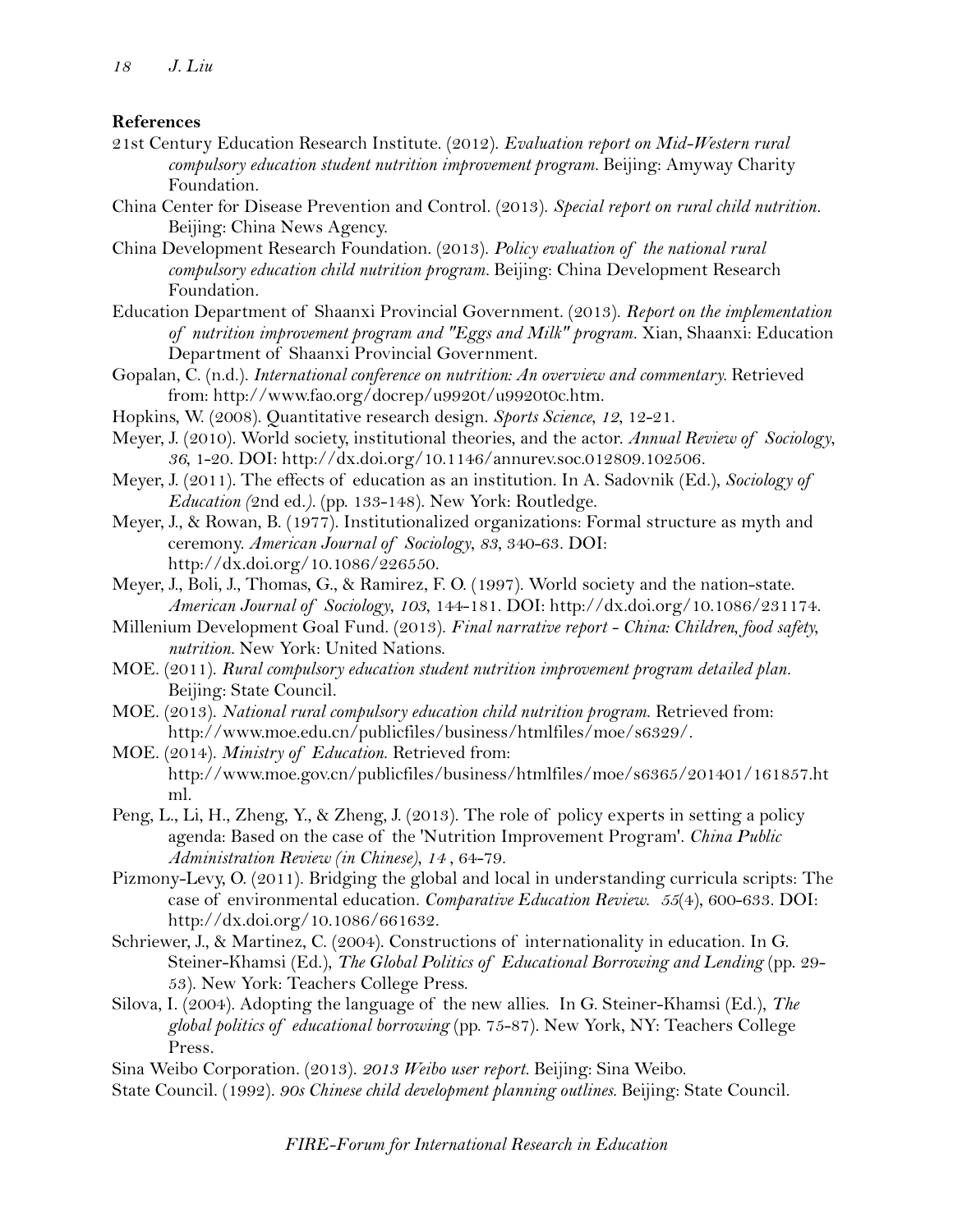**References**

21st Century Education Research Institute. (2012). *Evaluation report on Mid-Western rural compulsory education student nutrition improvement program*. Beijing: Amyway Charity Foundation.

China Center for Disease Prevention and Control. (2013). *Special report on rural child nutrition*. Beijing: China News Agency.

China Development Research Foundation. (2013). *Policy evaluation of the national rural compulsory education child nutrition program*. Beijing: China Development Research Foundation.

Education Department of Shaanxi Provincial Government. (2013). *Report on the implementation of nutrition improvement program and "Eggs and Milk" program*. Xian, Shaanxi: Education Department of Shaanxi Provincial Government.

Gopalan, C. (n.d.). *International conference on nutrition: An overview and commentary.* Retrieved from: http://www.fao.org/docrep/u9920t/u9920t0c.htm.

Hopkins, W. (2008). Quantitative research design. *Sports Science*, *12*, 12-21.

Meyer, J. (2010). World society, institutional theories, and the actor. *Annual Review of Sociology*, *36*, 1-20. DOI: http://dx.doi.org/10.1146/annurev.soc.012809.102506.

Meyer, J. (2011). The effects of education as an institution. In A. Sadovnik (Ed.), *Sociology of Education (*2nd ed.*)*. (pp. 133-148). New York: Routledge.

Meyer, J., & Rowan, B. (1977). Institutionalized organizations: Formal structure as myth and ceremony. *American Journal of Sociology*, *83*, 340-63. DOI: http://dx.doi.org/10.1086/226550.

Meyer, J., Boli, J., Thomas, G., & Ramirez, F. O. (1997). World society and the nation-state. *American Journal of Sociology*, *103*, 144-181. DOI: http://dx.doi.org/10.1086/231174.

Millenium Development Goal Fund. (2013). *Final narrative report - China: Children, food safety, nutrition.* New York: United Nations.

MOE. (2011). *Rural compulsory education student nutrition improvement program detailed plan*. Beijing: State Council.

MOE. (2013). *National rural compulsory education child nutrition program.* Retrieved from: http://www.moe.edu.cn/publicfiles/business/htmlfiles/moe/s6329/.

MOE. (2014). *Ministry of Education.* Retrieved from: http://www.moe.gov.cn/publicfiles/business/htmlfiles/moe/s6365/201401/161857.html.

Peng, L., Li, H., Zheng, Y., & Zheng, J. (2013). The role of policy experts in setting a policy agenda: Based on the case of the 'Nutrition Improvement Program'. *China Public Administration Review (in Chinese)*, *14* , 64-79.

Pizmony-Levy, O. (2011). Bridging the global and local in understanding curricula scripts: The case of environmental education. *Comparative Education Review. 55*(4), 600-633. DOI: http://dx.doi.org/10.1086/661632.

Schriewer, J., & Martinez, C. (2004). Constructions of internationality in education. In G. Steiner-Khamsi (Ed.), *The Global Politics of Educational Borrowing and Lending* (pp. 29-53). New York: Teachers College Press.

Silova, I. (2004). Adopting the language of the new allies. In G. Steiner-Khamsi (Ed.), *The global politics of educational borrowing* (pp. 75-87). New York, NY: Teachers College Press.

Sina Weibo Corporation. (2013). *2013 Weibo user report*. Beijing: Sina Weibo.

State Council. (1992). *90s Chinese child development planning outlines*. Beijing: State Council.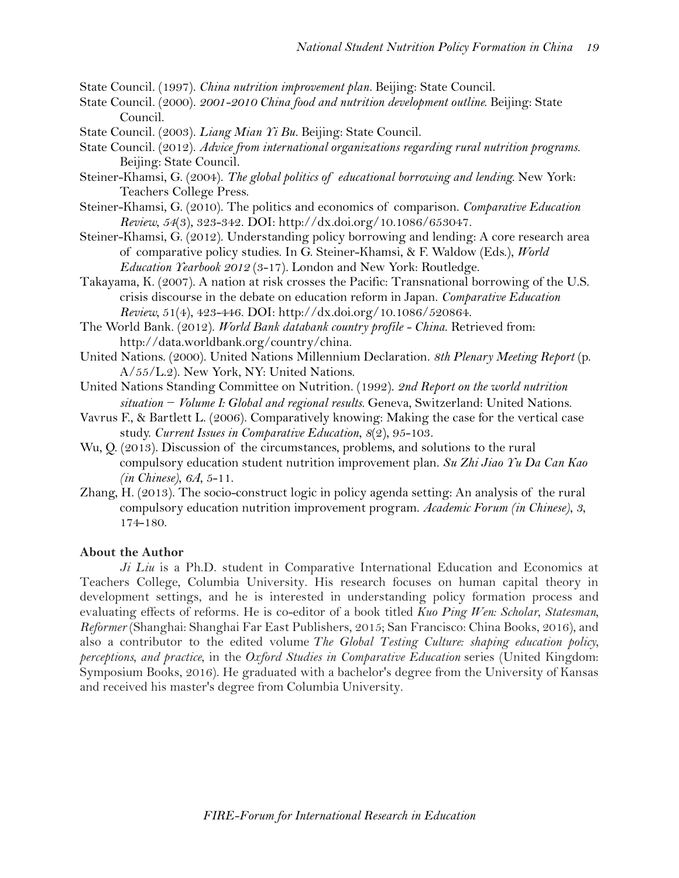State Council. (1997). *China nutrition improvement plan*. Beijing: State Council.

State Council. (2000). *2001-2010 China food and nutrition development outline*. Beijing: State Council.

State Council. (2003). *Liang Mian Yi Bu*. Beijing: State Council.

State Council. (2012). *Advice from international organizations regarding rural nutrition programs*. Beijing: State Council.

Steiner-Khamsi, G. (2004). *The global politics of educational borrowing and lending*. New York: Teachers College Press.

Steiner-Khamsi, G. (2010). The politics and economics of comparison. *Comparative Education Review, 54*(3), 323-342. DOI: http://dx.doi.org/10.1086/653047.

Steiner-Khamsi, G. (2012). Understanding policy borrowing and lending: A core research area of comparative policy studies. In G. Steiner-Khamsi, & F. Waldow (Eds.), *World Education Yearbook 2012* (3-17). London and New York: Routledge.

Takayama, K. (2007). A nation at risk crosses the Pacific: Transnational borrowing of the U.S. crisis discourse in the debate on education reform in Japan. *Comparative Education Review*, 51(4), 423-446. DOI: http://dx.doi.org/10.1086/520864.

The World Bank. (2012). *World Bank databank country profile - China*. Retrieved from: http://data.worldbank.org/country/china.

United Nations. (2000). United Nations Millennium Declaration. *8th Plenary Meeting Report* (p. A/55/L.2). New York, NY: United Nations.

United Nations Standing Committee on Nutrition. (1992). *2nd Report on the world nutrition situation – Volume I: Global and regional results*. Geneva, Switzerland: United Nations.

Vavrus F., & Bartlett L. (2006). Comparatively knowing: Making the case for the vertical case study. *Current Issues in Comparative Education, 8*(2), 95-103.

Wu, Q. (2013). Discussion of the circumstances, problems, and solutions to the rural compulsory education student nutrition improvement plan. *Su Zhi Jiao Yu Da Can Kao (in Chinese), 6A*, 5-11.

Zhang, H. (2013). The socio-construct logic in policy agenda setting: An analysis of the rural compulsory education nutrition improvement program. *Academic Forum (in Chinese), 3*, 174-180.

**About the Author**

*Ji Liu* is a Ph.D. student in Comparative International Education and Economics at Teachers College, Columbia University. His research focuses on human capital theory in development settings, and he is interested in understanding policy formation process and evaluating effects of reforms. He is co-editor of a book titled *Kuo Ping Wen: Scholar, Statesman, Reformer* (Shanghai: Shanghai Far East Publishers, 2015; San Francisco: China Books, 2016), and also a contributor to the edited volume *The Global Testing Culture: shaping education policy, perceptions, and practice*, in the *Oxford Studies in Comparative Education* series (United Kingdom: Symposium Books, 2016). He graduated with a bachelor's degree from the University of Kansas and received his master's degree from Columbia University.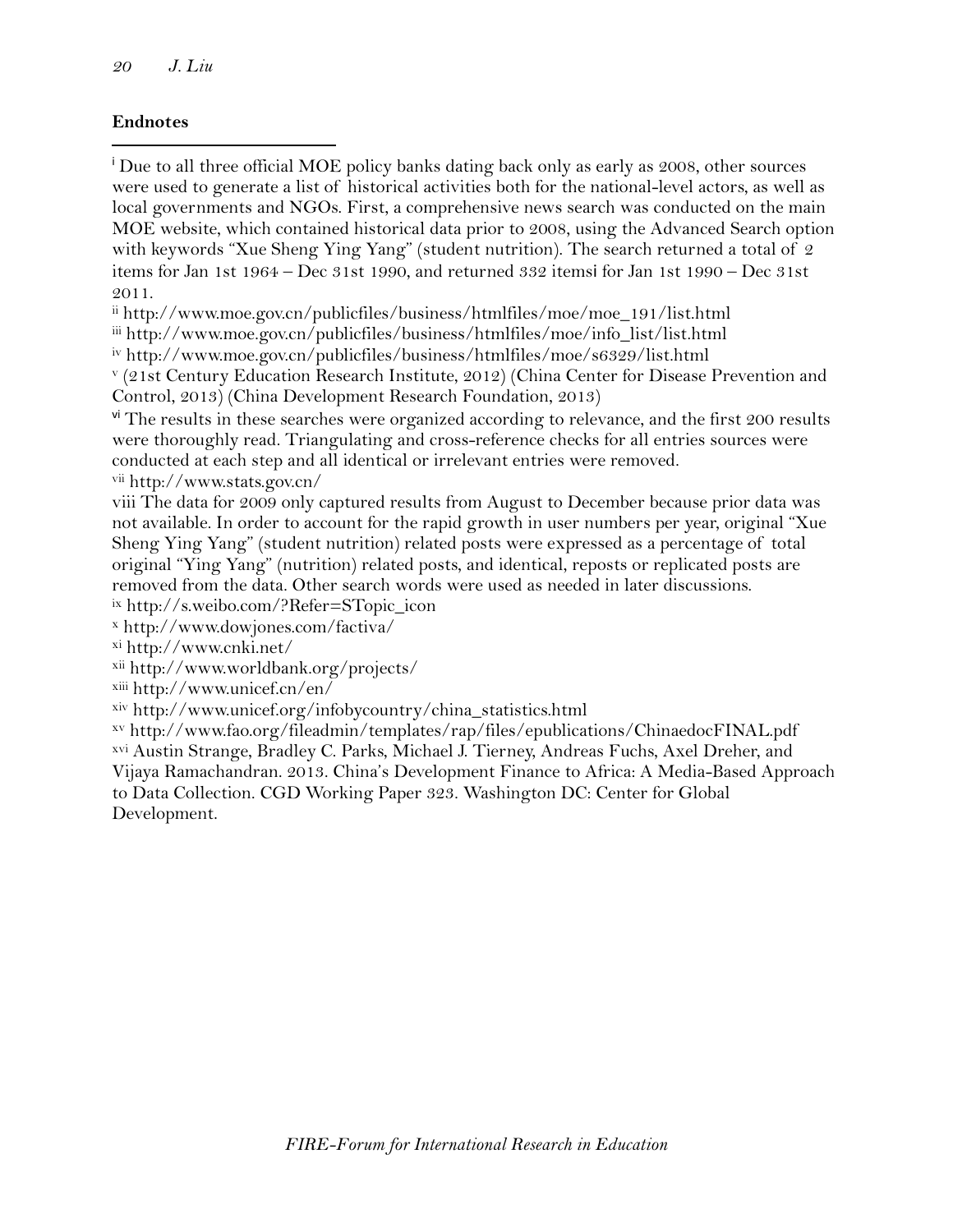## Endnotes

[i] Due to all three official MOE policy banks dating back only as early as 2008, other sources were used to generate a list of historical activities both for the national-level actors, as well as local governments and NGOs. First, a comprehensive news search was conducted on the main MOE website, which contained historical data prior to 2008, using the Advanced Search option with keywords "Xue Sheng Ying Yang" (student nutrition). The search returned a total of 2 items for Jan 1st 1964 – Dec 31st 1990, and returned 332 itemsi for Jan 1st 1990 – Dec 31st 2011.

[ii] http://www.moe.gov.cn/publicfiles/business/htmlfiles/moe/moe_191/list.html

[iii] http://www.moe.gov.cn/publicfiles/business/htmlfiles/moe/info_list/list.html

[iv] http://www.moe.gov.cn/publicfiles/business/htmlfiles/moe/s6329/list.html

[v] (21st Century Education Research Institute, 2012) (China Center for Disease Prevention and Control, 2013) (China Development Research Foundation, 2013)

[vi] The results in these searches were organized according to relevance, and the first 200 results were thoroughly read. Triangulating and cross-reference checks for all entries sources were conducted at each step and all identical or irrelevant entries were removed.

[vii] http://www.stats.gov.cn/

viii The data for 2009 only captured results from August to December because prior data was not available. In order to account for the rapid growth in user numbers per year, original "Xue Sheng Ying Yang" (student nutrition) related posts were expressed as a percentage of total original "Ying Yang" (nutrition) related posts, and identical, reposts or replicated posts are removed from the data. Other search words were used as needed in later discussions.

[ix] http://s.weibo.com/?Refer=STopic_icon

[x] http://www.dowjones.com/factiva/

[xi] http://www.cnki.net/

[xii] http://www.worldbank.org/projects/

[xiii] http://www.unicef.cn/en/

[xiv] http://www.unicef.org/infobycountry/china_statistics.html

[xv] http://www.fao.org/fileadmin/templates/rap/files/epublications/ChinaedocFINAL.pdf

[xvi] Austin Strange, Bradley C. Parks, Michael J. Tierney, Andreas Fuchs, Axel Dreher, and Vijaya Ramachandran. 2013. China's Development Finance to Africa: A Media-Based Approach to Data Collection. CGD Working Paper 323. Washington DC: Center for Global Development.